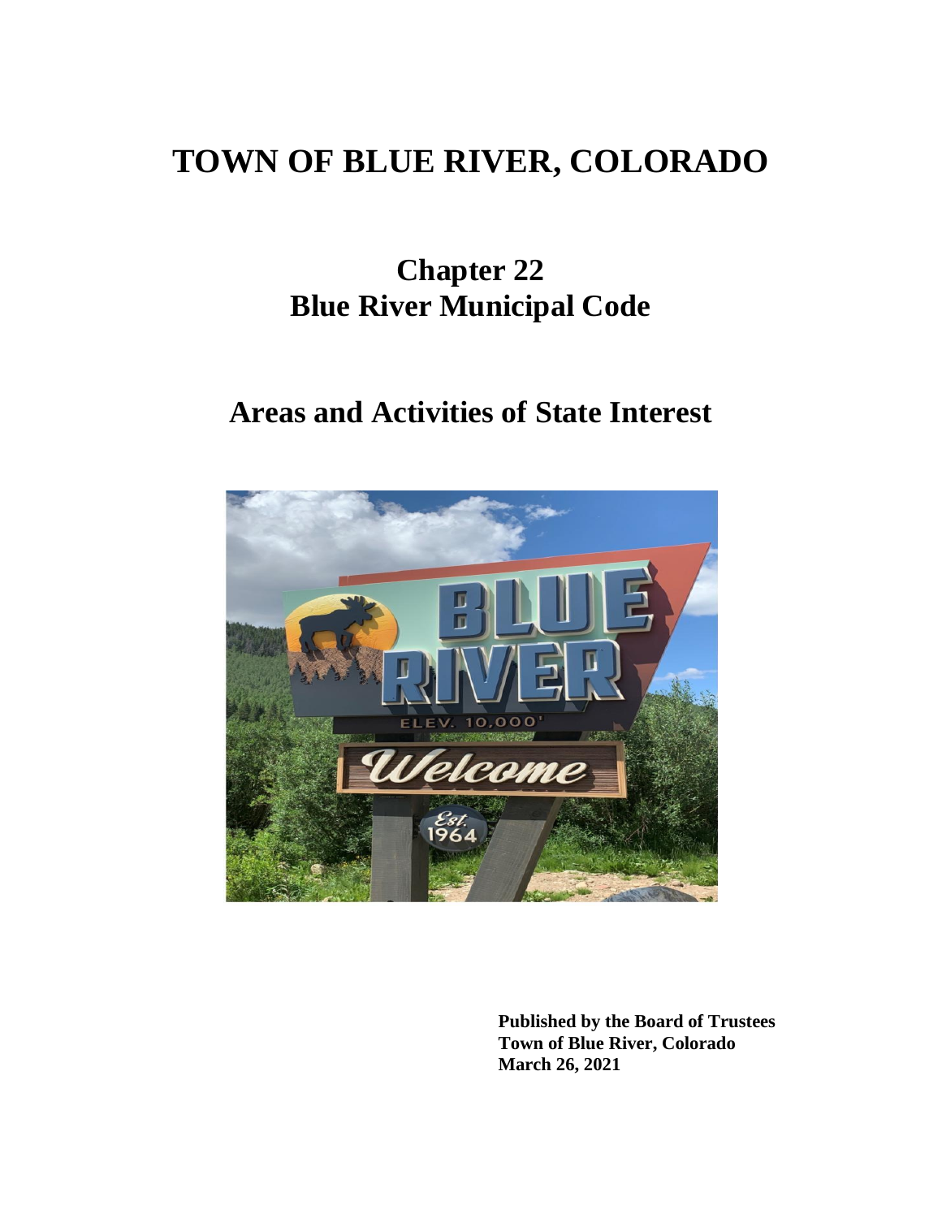# TOWN OF BLUE RIVER, COLORADO

## Chapter 22
## Blue River Municipal Code

## Areas and Activities of State Interest

**Published by the Board of Trustees**
**Town of Blue River, Colorado**
**March 26, 2021**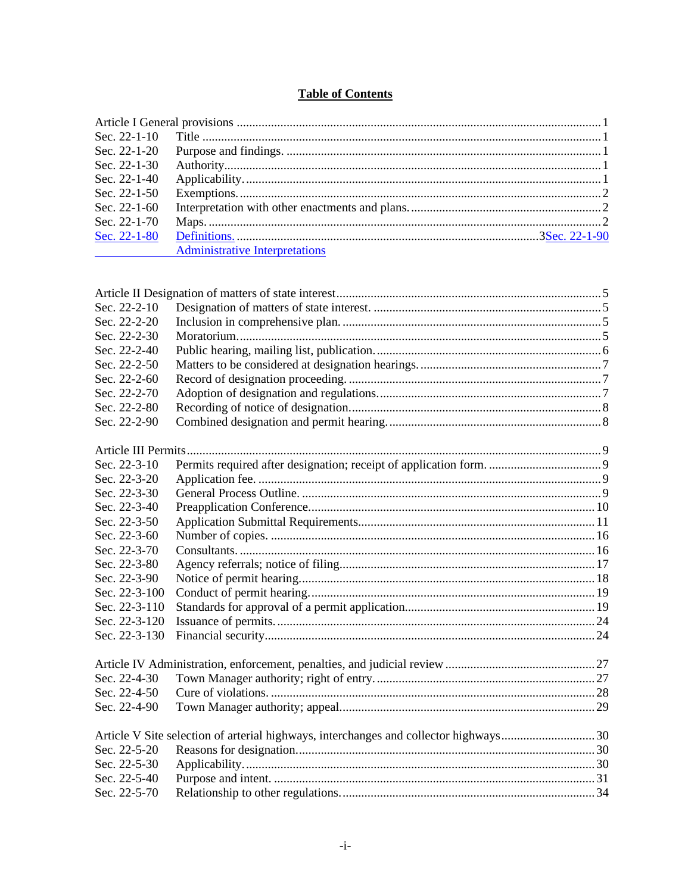# Table of Contents

Article I General provisions ... 1

Sec. 22-1-10 Title ... 1
Sec. 22-1-20 Purpose and findings. ... 1
Sec. 22-1-30 Authority ... 1
Sec. 22-1-40 Applicability. ... 1
Sec. 22-1-50 Exemptions. ... 2
Sec. 22-1-60 Interpretation with other enactments and plans. ... 2
Sec. 22-1-70 Maps. ... 2
Sec. 22-1-80 Definitions. ... 3
Sec. 22-1-90 Administrative Interpretations

Article II Designation of matters of state interest ... 5

Sec. 22-2-10 Designation of matters of state interest. ... 5
Sec. 22-2-20 Inclusion in comprehensive plan. ... 5
Sec. 22-2-30 Moratorium. ... 5
Sec. 22-2-40 Public hearing, mailing list, publication. ... 6
Sec. 22-2-50 Matters to be considered at designation hearings. ... 7
Sec. 22-2-60 Record of designation proceeding. ... 7
Sec. 22-2-70 Adoption of designation and regulations. ... 7
Sec. 22-2-80 Recording of notice of designation. ... 8
Sec. 22-2-90 Combined designation and permit hearing. ... 8

Article III Permits ... 9

Sec. 22-3-10 Permits required after designation; receipt of application form. ... 9
Sec. 22-3-20 Application fee. ... 9
Sec. 22-3-30 General Process Outline. ... 9
Sec. 22-3-40 Preapplication Conference ... 10
Sec. 22-3-50 Application Submittal Requirements ... 11
Sec. 22-3-60 Number of copies. ... 16
Sec. 22-3-70 Consultants. ... 16
Sec. 22-3-80 Agency referrals; notice of filing ... 17
Sec. 22-3-90 Notice of permit hearing ... 18
Sec. 22-3-100 Conduct of permit hearing. ... 19
Sec. 22-3-110 Standards for approval of a permit application ... 19
Sec. 22-3-120 Issuance of permits. ... 24
Sec. 22-3-130 Financial security ... 24

Article IV Administration, enforcement, penalties, and judicial review ... 27

Sec. 22-4-30 Town Manager authority; right of entry. ... 27
Sec. 22-4-50 Cure of violations. ... 28
Sec. 22-4-90 Town Manager authority; appeal ... 29

Article V Site selection of arterial highways, interchanges and collector highways ... 30

Sec. 22-5-20 Reasons for designation ... 30
Sec. 22-5-30 Applicability. ... 30
Sec. 22-5-40 Purpose and intent. ... 31
Sec. 22-5-70 Relationship to other regulations. ... 34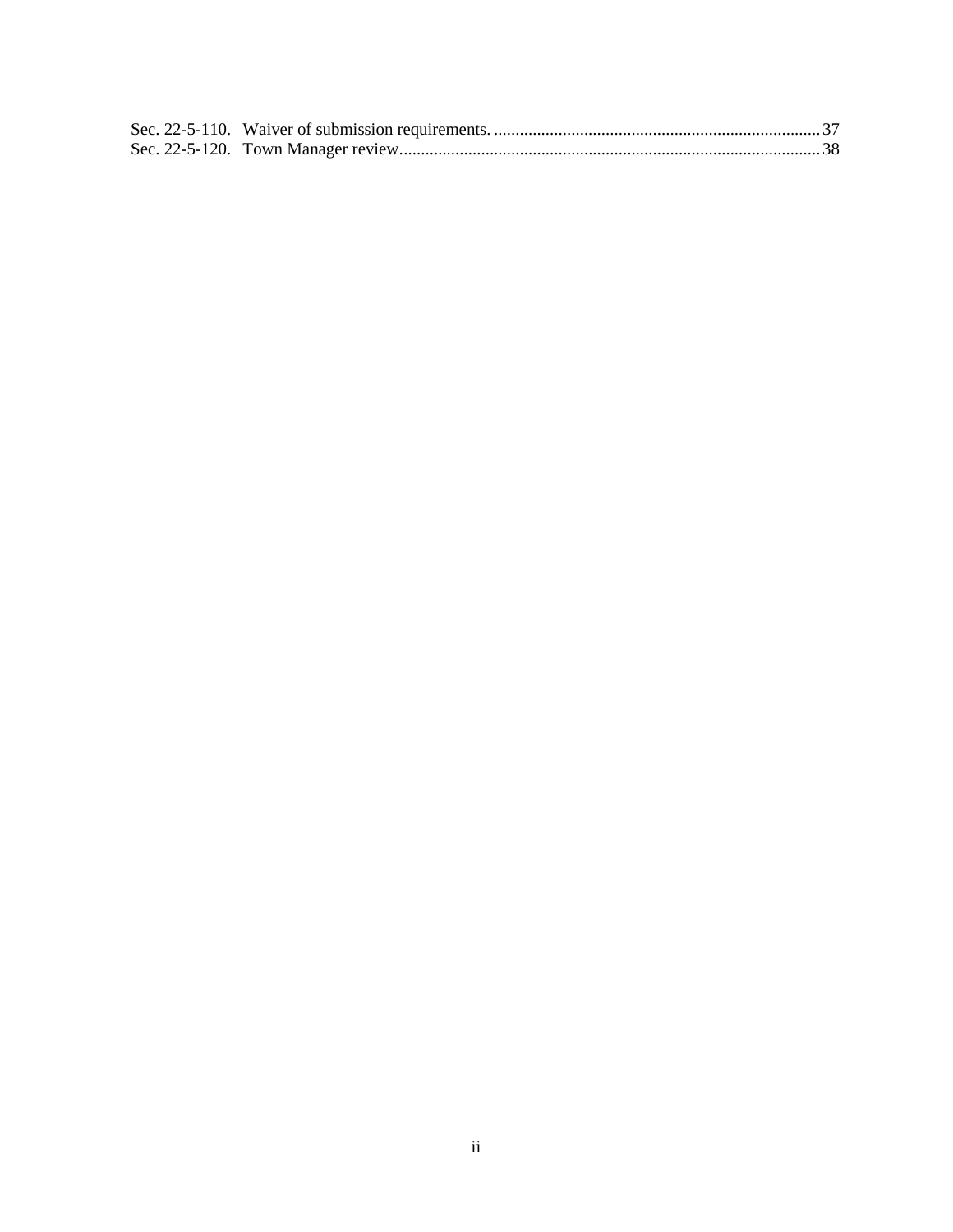Sec. 22-5-110. Waiver of submission requirements. ........................................................................... 37
Sec. 22-5-120. Town Manager review................................................................................................. 38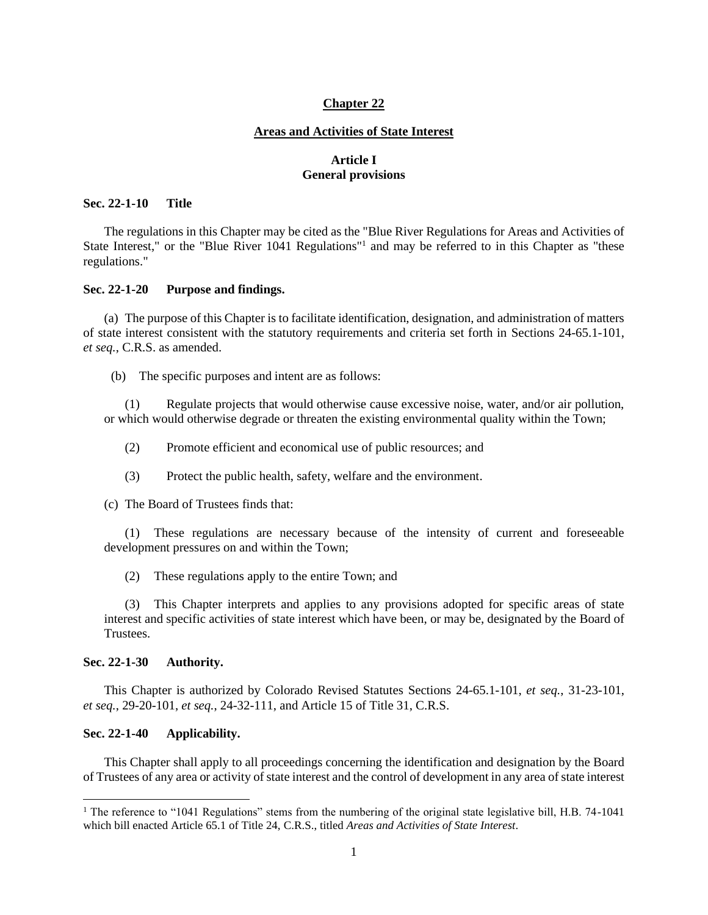# Chapter 22

## Areas and Activities of State Interest

### Article I
### General provisions

**Sec. 22-1-10 Title**

The regulations in this Chapter may be cited as the "Blue River Regulations for Areas and Activities of State Interest," or the "Blue River 1041 Regulations"[1] and may be referred to in this Chapter as "these regulations."

**Sec. 22-1-20 Purpose and findings.**

(a) The purpose of this Chapter is to facilitate identification, designation, and administration of matters of state interest consistent with the statutory requirements and criteria set forth in Sections 24-65.1-101, *et seq.*, C.R.S. as amended.

(b) The specific purposes and intent are as follows:

(1) Regulate projects that would otherwise cause excessive noise, water, and/or air pollution, or which would otherwise degrade or threaten the existing environmental quality within the Town;

(2) Promote efficient and economical use of public resources; and

(3) Protect the public health, safety, welfare and the environment.

(c) The Board of Trustees finds that:

(1) These regulations are necessary because of the intensity of current and foreseeable development pressures on and within the Town;

(2) These regulations apply to the entire Town; and

(3) This Chapter interprets and applies to any provisions adopted for specific areas of state interest and specific activities of state interest which have been, or may be, designated by the Board of Trustees.

**Sec. 22-1-30 Authority.**

This Chapter is authorized by Colorado Revised Statutes Sections 24-65.1-101, *et seq.*, 31-23-101, *et seq.*, 29-20-101, *et seq.*, 24-32-111, and Article 15 of Title 31, C.R.S.

**Sec. 22-1-40 Applicability.**

This Chapter shall apply to all proceedings concerning the identification and designation by the Board of Trustees of any area or activity of state interest and the control of development in any area of state interest

---

[1] The reference to "1041 Regulations" stems from the numbering of the original state legislative bill, H.B. 74-1041 which bill enacted Article 65.1 of Title 24, C.R.S., titled *Areas and Activities of State Interest*.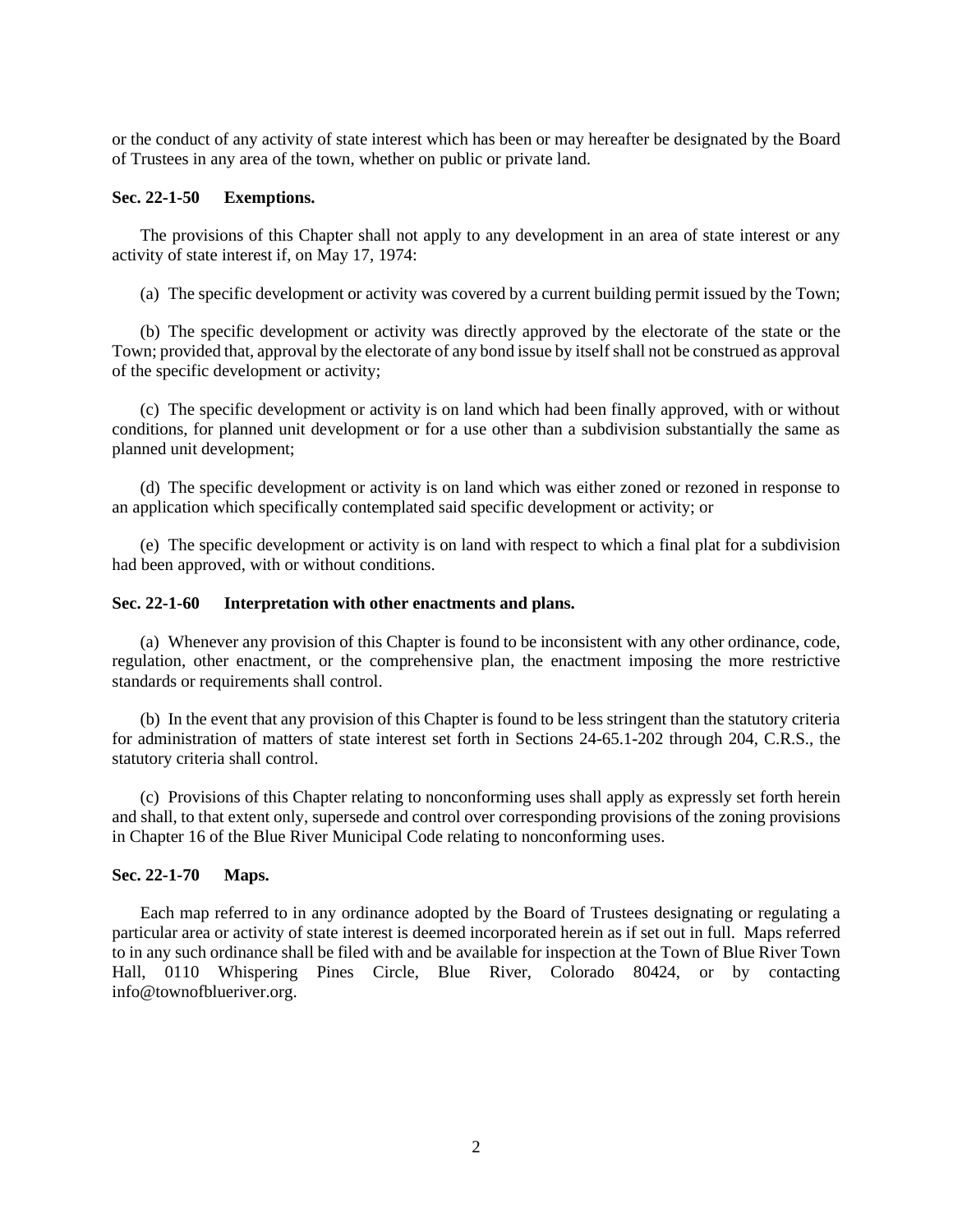or the conduct of any activity of state interest which has been or may hereafter be designated by the Board of Trustees in any area of the town, whether on public or private land.

**Sec. 22-1-50 Exemptions.**

The provisions of this Chapter shall not apply to any development in an area of state interest or any activity of state interest if, on May 17, 1974:

(a) The specific development or activity was covered by a current building permit issued by the Town;

(b) The specific development or activity was directly approved by the electorate of the state or the Town; provided that, approval by the electorate of any bond issue by itself shall not be construed as approval of the specific development or activity;

(c) The specific development or activity is on land which had been finally approved, with or without conditions, for planned unit development or for a use other than a subdivision substantially the same as planned unit development;

(d) The specific development or activity is on land which was either zoned or rezoned in response to an application which specifically contemplated said specific development or activity; or

(e) The specific development or activity is on land with respect to which a final plat for a subdivision had been approved, with or without conditions.

**Sec. 22-1-60 Interpretation with other enactments and plans.**

(a) Whenever any provision of this Chapter is found to be inconsistent with any other ordinance, code, regulation, other enactment, or the comprehensive plan, the enactment imposing the more restrictive standards or requirements shall control.

(b) In the event that any provision of this Chapter is found to be less stringent than the statutory criteria for administration of matters of state interest set forth in Sections 24-65.1-202 through 204, C.R.S., the statutory criteria shall control.

(c) Provisions of this Chapter relating to nonconforming uses shall apply as expressly set forth herein and shall, to that extent only, supersede and control over corresponding provisions of the zoning provisions in Chapter 16 of the Blue River Municipal Code relating to nonconforming uses.

**Sec. 22-1-70 Maps.**

Each map referred to in any ordinance adopted by the Board of Trustees designating or regulating a particular area or activity of state interest is deemed incorporated herein as if set out in full. Maps referred to in any such ordinance shall be filed with and be available for inspection at the Town of Blue River Town Hall, 0110 Whispering Pines Circle, Blue River, Colorado 80424, or by contacting info@townofblueriver.org.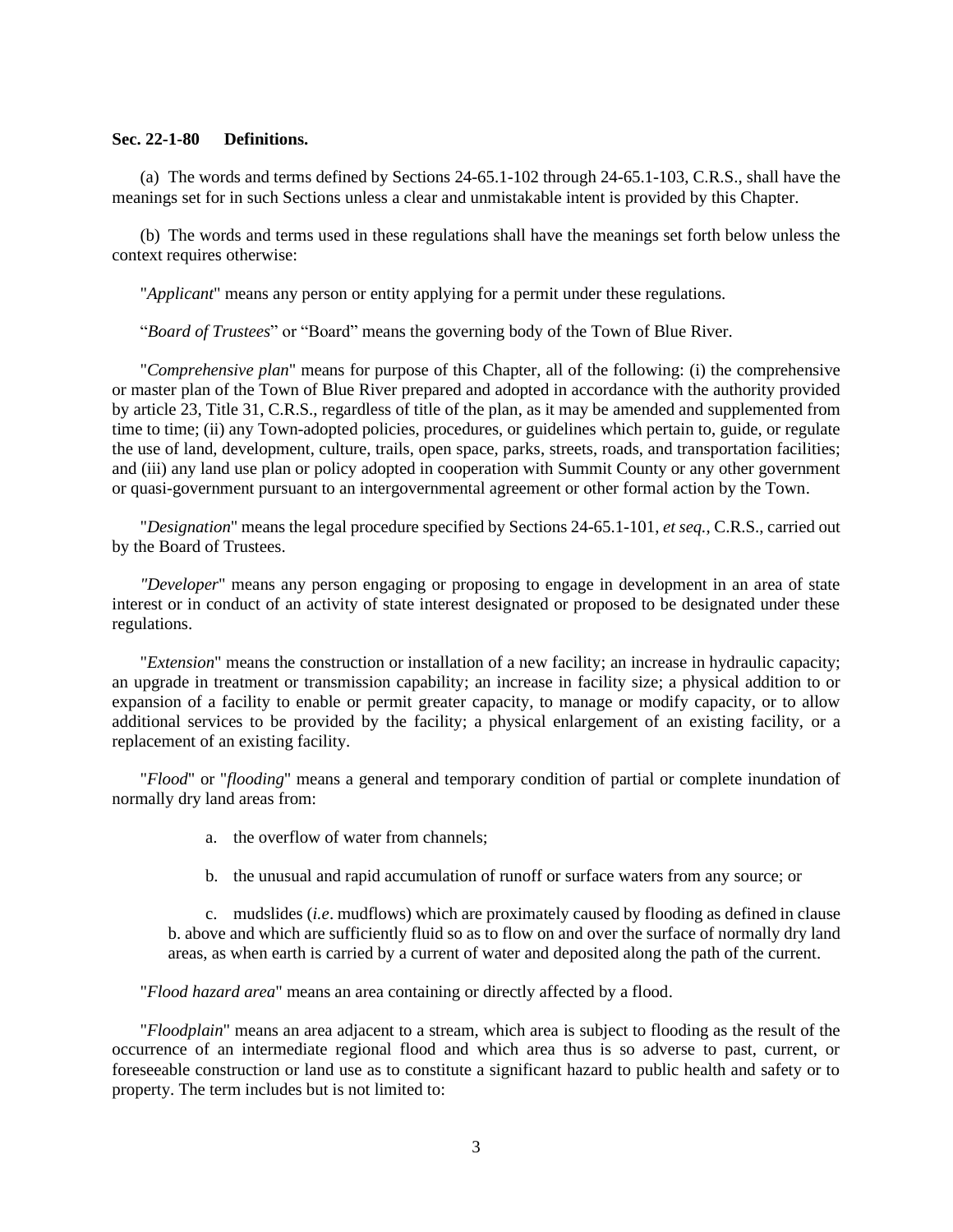**Sec. 22-1-80 Definitions.**

(a) The words and terms defined by Sections 24-65.1-102 through 24-65.1-103, C.R.S., shall have the meanings set for in such Sections unless a clear and unmistakable intent is provided by this Chapter.

(b) The words and terms used in these regulations shall have the meanings set forth below unless the context requires otherwise:

"*Applicant*" means any person or entity applying for a permit under these regulations.

"*Board of Trustees*" or "Board" means the governing body of the Town of Blue River.

"*Comprehensive plan*" means for purpose of this Chapter, all of the following: (i) the comprehensive or master plan of the Town of Blue River prepared and adopted in accordance with the authority provided by article 23, Title 31, C.R.S., regardless of title of the plan, as it may be amended and supplemented from time to time; (ii) any Town-adopted policies, procedures, or guidelines which pertain to, guide, or regulate the use of land, development, culture, trails, open space, parks, streets, roads, and transportation facilities; and (iii) any land use plan or policy adopted in cooperation with Summit County or any other government or quasi-government pursuant to an intergovernmental agreement or other formal action by the Town.

"*Designation*" means the legal procedure specified by Sections 24-65.1-101, *et seq.*, C.R.S., carried out by the Board of Trustees.

*"Developer*" means any person engaging or proposing to engage in development in an area of state interest or in conduct of an activity of state interest designated or proposed to be designated under these regulations.

"*Extension*" means the construction or installation of a new facility; an increase in hydraulic capacity; an upgrade in treatment or transmission capability; an increase in facility size; a physical addition to or expansion of a facility to enable or permit greater capacity, to manage or modify capacity, or to allow additional services to be provided by the facility; a physical enlargement of an existing facility, or a replacement of an existing facility.

"*Flood*" or "*flooding*" means a general and temporary condition of partial or complete inundation of normally dry land areas from:

a. the overflow of water from channels;

b. the unusual and rapid accumulation of runoff or surface waters from any source; or

c. mudslides (*i.e*. mudflows) which are proximately caused by flooding as defined in clause b. above and which are sufficiently fluid so as to flow on and over the surface of normally dry land areas, as when earth is carried by a current of water and deposited along the path of the current.

"*Flood hazard area*" means an area containing or directly affected by a flood.

"*Floodplain*" means an area adjacent to a stream, which area is subject to flooding as the result of the occurrence of an intermediate regional flood and which area thus is so adverse to past, current, or foreseeable construction or land use as to constitute a significant hazard to public health and safety or to property. The term includes but is not limited to: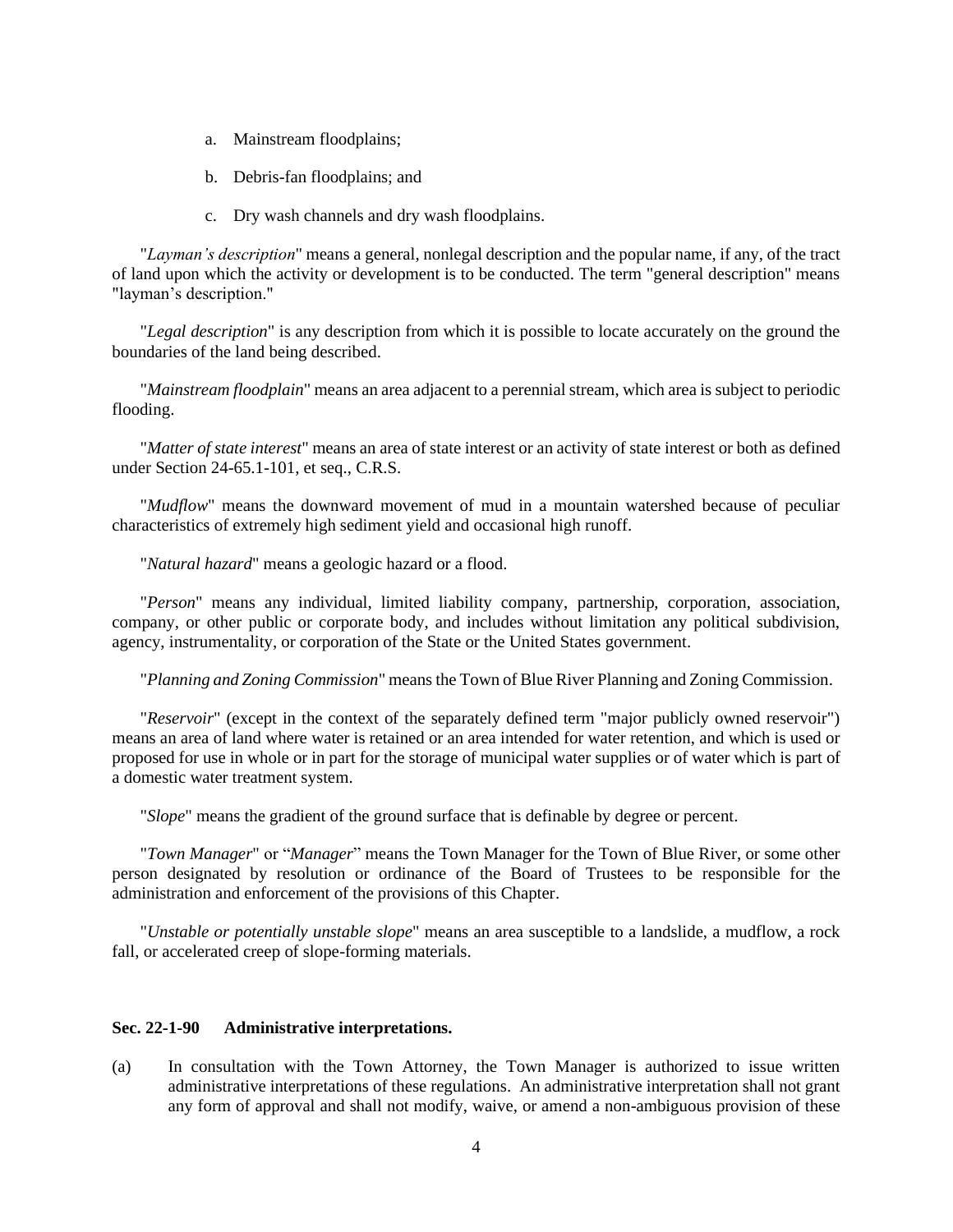a. Mainstream floodplains;

b. Debris-fan floodplains; and

c. Dry wash channels and dry wash floodplains.

"*Layman's description*" means a general, nonlegal description and the popular name, if any, of the tract of land upon which the activity or development is to be conducted. The term "general description" means "layman's description."

"*Legal description*" is any description from which it is possible to locate accurately on the ground the boundaries of the land being described.

"*Mainstream floodplain*" means an area adjacent to a perennial stream, which area is subject to periodic flooding.

"*Matter of state interest*" means an area of state interest or an activity of state interest or both as defined under Section 24-65.1-101, et seq., C.R.S.

"*Mudflow*" means the downward movement of mud in a mountain watershed because of peculiar characteristics of extremely high sediment yield and occasional high runoff.

"*Natural hazard*" means a geologic hazard or a flood.

"*Person*" means any individual, limited liability company, partnership, corporation, association, company, or other public or corporate body, and includes without limitation any political subdivision, agency, instrumentality, or corporation of the State or the United States government.

"*Planning and Zoning Commission*" means the Town of Blue River Planning and Zoning Commission.

"*Reservoir*" (except in the context of the separately defined term "major publicly owned reservoir") means an area of land where water is retained or an area intended for water retention, and which is used or proposed for use in whole or in part for the storage of municipal water supplies or of water which is part of a domestic water treatment system.

"*Slope*" means the gradient of the ground surface that is definable by degree or percent.

"*Town Manager*" or "*Manager*" means the Town Manager for the Town of Blue River, or some other person designated by resolution or ordinance of the Board of Trustees to be responsible for the administration and enforcement of the provisions of this Chapter.

"*Unstable or potentially unstable slope*" means an area susceptible to a landslide, a mudflow, a rock fall, or accelerated creep of slope-forming materials.

**Sec. 22-1-90 Administrative interpretations.**

(a) In consultation with the Town Attorney, the Town Manager is authorized to issue written administrative interpretations of these regulations. An administrative interpretation shall not grant any form of approval and shall not modify, waive, or amend a non-ambiguous provision of these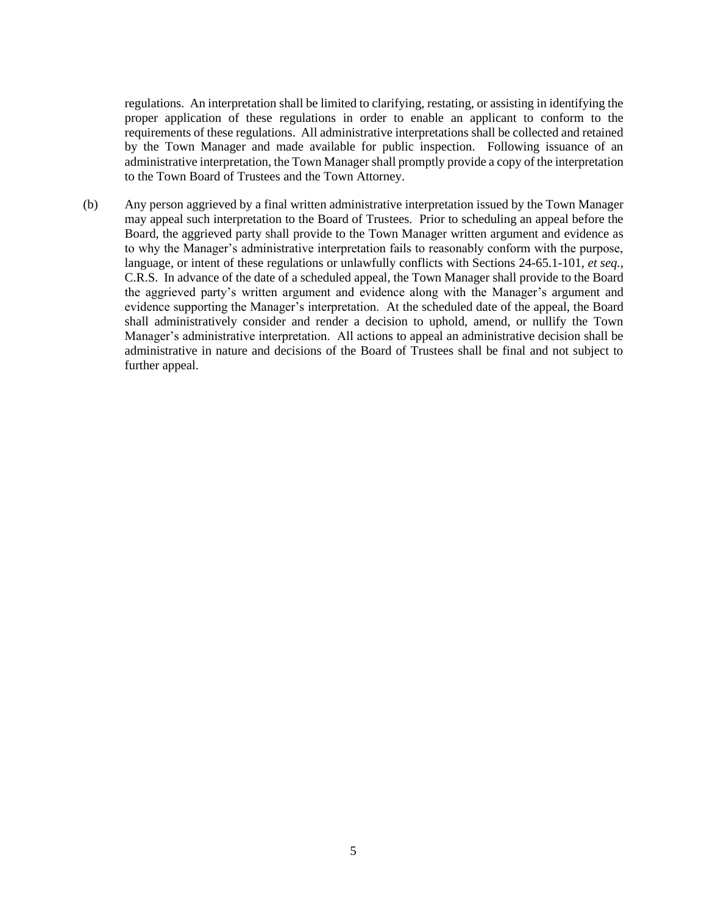regulations. An interpretation shall be limited to clarifying, restating, or assisting in identifying the proper application of these regulations in order to enable an applicant to conform to the requirements of these regulations. All administrative interpretations shall be collected and retained by the Town Manager and made available for public inspection. Following issuance of an administrative interpretation, the Town Manager shall promptly provide a copy of the interpretation to the Town Board of Trustees and the Town Attorney.

(b) Any person aggrieved by a final written administrative interpretation issued by the Town Manager may appeal such interpretation to the Board of Trustees. Prior to scheduling an appeal before the Board, the aggrieved party shall provide to the Town Manager written argument and evidence as to why the Manager's administrative interpretation fails to reasonably conform with the purpose, language, or intent of these regulations or unlawfully conflicts with Sections 24-65.1-101, *et seq.*, C.R.S. In advance of the date of a scheduled appeal, the Town Manager shall provide to the Board the aggrieved party's written argument and evidence along with the Manager's argument and evidence supporting the Manager's interpretation. At the scheduled date of the appeal, the Board shall administratively consider and render a decision to uphold, amend, or nullify the Town Manager's administrative interpretation. All actions to appeal an administrative decision shall be administrative in nature and decisions of the Board of Trustees shall be final and not subject to further appeal.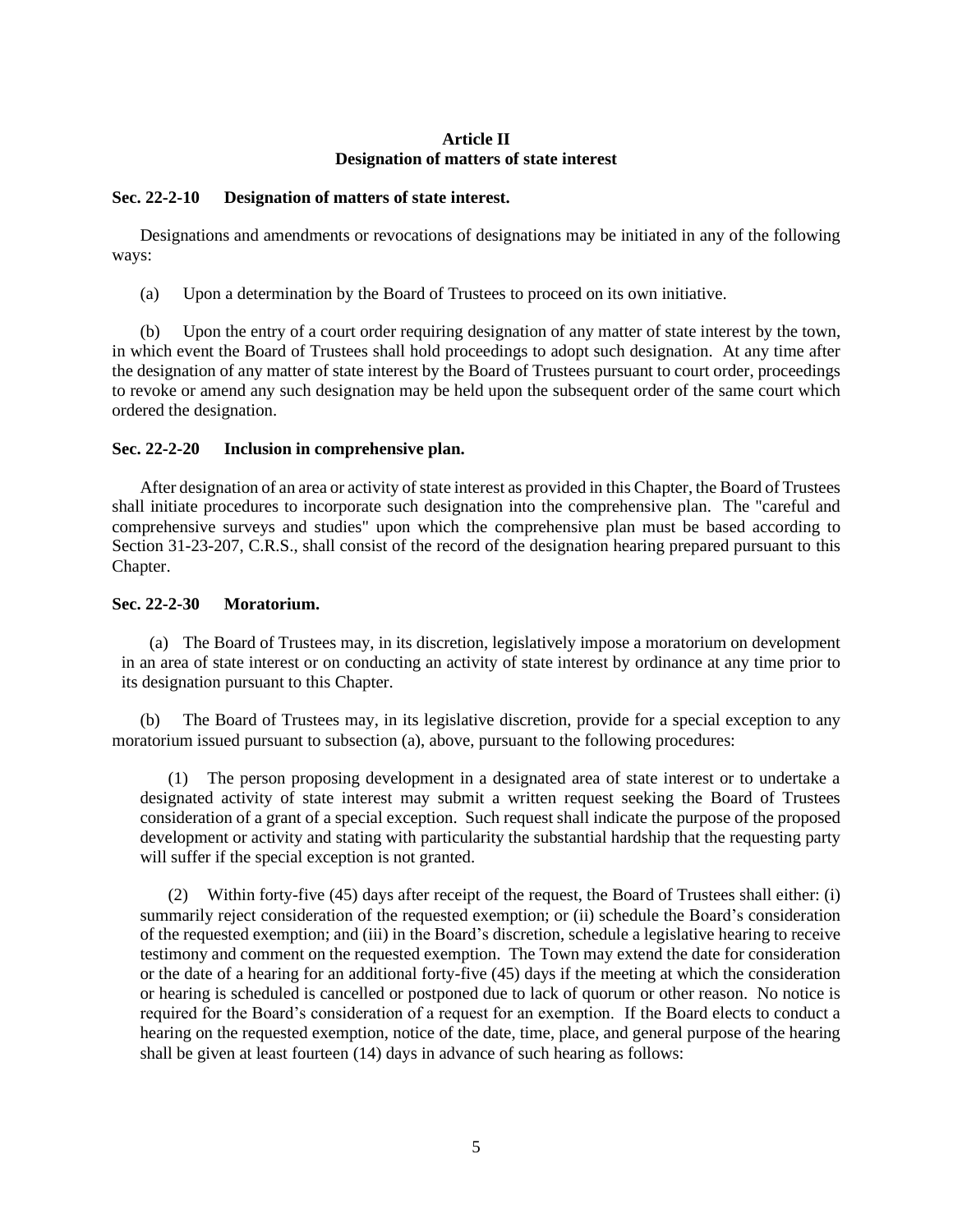## Article II
## Designation of matters of state interest

**Sec. 22-2-10 Designation of matters of state interest.**

Designations and amendments or revocations of designations may be initiated in any of the following ways:

(a) Upon a determination by the Board of Trustees to proceed on its own initiative.

(b) Upon the entry of a court order requiring designation of any matter of state interest by the town, in which event the Board of Trustees shall hold proceedings to adopt such designation. At any time after the designation of any matter of state interest by the Board of Trustees pursuant to court order, proceedings to revoke or amend any such designation may be held upon the subsequent order of the same court which ordered the designation.

**Sec. 22-2-20 Inclusion in comprehensive plan.**

After designation of an area or activity of state interest as provided in this Chapter, the Board of Trustees shall initiate procedures to incorporate such designation into the comprehensive plan. The "careful and comprehensive surveys and studies" upon which the comprehensive plan must be based according to Section 31-23-207, C.R.S., shall consist of the record of the designation hearing prepared pursuant to this Chapter.

**Sec. 22-2-30 Moratorium.**

(a) The Board of Trustees may, in its discretion, legislatively impose a moratorium on development in an area of state interest or on conducting an activity of state interest by ordinance at any time prior to its designation pursuant to this Chapter.

(b) The Board of Trustees may, in its legislative discretion, provide for a special exception to any moratorium issued pursuant to subsection (a), above, pursuant to the following procedures:

(1) The person proposing development in a designated area of state interest or to undertake a designated activity of state interest may submit a written request seeking the Board of Trustees consideration of a grant of a special exception. Such request shall indicate the purpose of the proposed development or activity and stating with particularity the substantial hardship that the requesting party will suffer if the special exception is not granted.

(2) Within forty-five (45) days after receipt of the request, the Board of Trustees shall either: (i) summarily reject consideration of the requested exemption; or (ii) schedule the Board's consideration of the requested exemption; and (iii) in the Board's discretion, schedule a legislative hearing to receive testimony and comment on the requested exemption. The Town may extend the date for consideration or the date of a hearing for an additional forty-five (45) days if the meeting at which the consideration or hearing is scheduled is cancelled or postponed due to lack of quorum or other reason. No notice is required for the Board's consideration of a request for an exemption. If the Board elects to conduct a hearing on the requested exemption, notice of the date, time, place, and general purpose of the hearing shall be given at least fourteen (14) days in advance of such hearing as follows: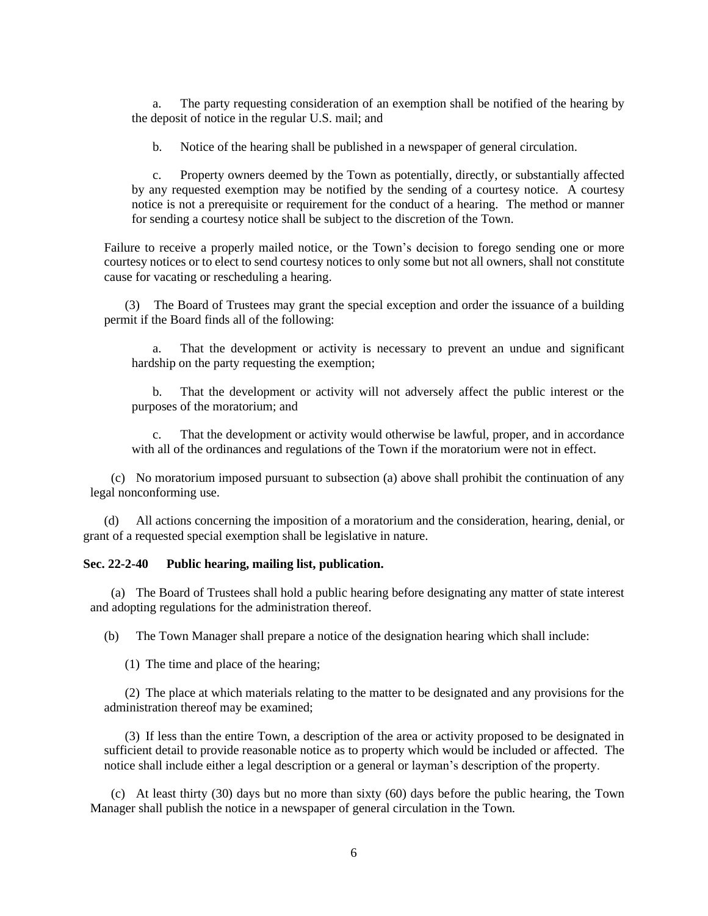a. The party requesting consideration of an exemption shall be notified of the hearing by the deposit of notice in the regular U.S. mail; and

b. Notice of the hearing shall be published in a newspaper of general circulation.

c. Property owners deemed by the Town as potentially, directly, or substantially affected by any requested exemption may be notified by the sending of a courtesy notice. A courtesy notice is not a prerequisite or requirement for the conduct of a hearing. The method or manner for sending a courtesy notice shall be subject to the discretion of the Town.

Failure to receive a properly mailed notice, or the Town's decision to forego sending one or more courtesy notices or to elect to send courtesy notices to only some but not all owners, shall not constitute cause for vacating or rescheduling a hearing.

(3) The Board of Trustees may grant the special exception and order the issuance of a building permit if the Board finds all of the following:

a. That the development or activity is necessary to prevent an undue and significant hardship on the party requesting the exemption;

b. That the development or activity will not adversely affect the public interest or the purposes of the moratorium; and

c. That the development or activity would otherwise be lawful, proper, and in accordance with all of the ordinances and regulations of the Town if the moratorium were not in effect.

(c) No moratorium imposed pursuant to subsection (a) above shall prohibit the continuation of any legal nonconforming use.

(d) All actions concerning the imposition of a moratorium and the consideration, hearing, denial, or grant of a requested special exemption shall be legislative in nature.

**Sec. 22-2-40 Public hearing, mailing list, publication.**

(a) The Board of Trustees shall hold a public hearing before designating any matter of state interest and adopting regulations for the administration thereof.

(b) The Town Manager shall prepare a notice of the designation hearing which shall include:

(1) The time and place of the hearing;

(2) The place at which materials relating to the matter to be designated and any provisions for the administration thereof may be examined;

(3) If less than the entire Town, a description of the area or activity proposed to be designated in sufficient detail to provide reasonable notice as to property which would be included or affected. The notice shall include either a legal description or a general or layman's description of the property.

(c) At least thirty (30) days but no more than sixty (60) days before the public hearing, the Town Manager shall publish the notice in a newspaper of general circulation in the Town.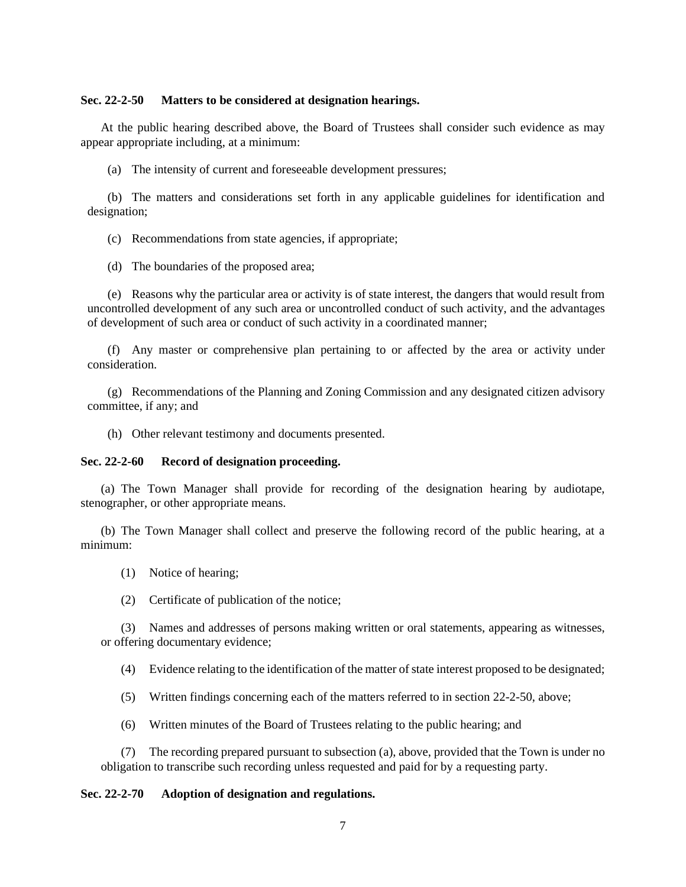**Sec. 22-2-50 Matters to be considered at designation hearings.**

At the public hearing described above, the Board of Trustees shall consider such evidence as may appear appropriate including, at a minimum:

(a) The intensity of current and foreseeable development pressures;

(b) The matters and considerations set forth in any applicable guidelines for identification and designation;

(c) Recommendations from state agencies, if appropriate;

(d) The boundaries of the proposed area;

(e) Reasons why the particular area or activity is of state interest, the dangers that would result from uncontrolled development of any such area or uncontrolled conduct of such activity, and the advantages of development of such area or conduct of such activity in a coordinated manner;

(f) Any master or comprehensive plan pertaining to or affected by the area or activity under consideration.

(g) Recommendations of the Planning and Zoning Commission and any designated citizen advisory committee, if any; and

(h) Other relevant testimony and documents presented.

**Sec. 22-2-60 Record of designation proceeding.**

(a) The Town Manager shall provide for recording of the designation hearing by audiotape, stenographer, or other appropriate means.

(b) The Town Manager shall collect and preserve the following record of the public hearing, at a minimum:

(1) Notice of hearing;

(2) Certificate of publication of the notice;

(3) Names and addresses of persons making written or oral statements, appearing as witnesses, or offering documentary evidence;

(4) Evidence relating to the identification of the matter of state interest proposed to be designated;

(5) Written findings concerning each of the matters referred to in section 22-2-50, above;

(6) Written minutes of the Board of Trustees relating to the public hearing; and

(7) The recording prepared pursuant to subsection (a), above, provided that the Town is under no obligation to transcribe such recording unless requested and paid for by a requesting party.

**Sec. 22-2-70 Adoption of designation and regulations.**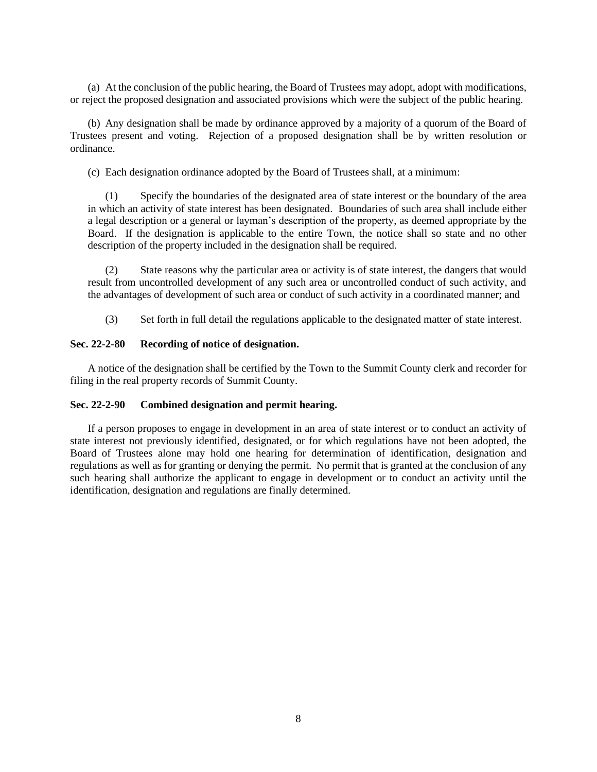(a) At the conclusion of the public hearing, the Board of Trustees may adopt, adopt with modifications, or reject the proposed designation and associated provisions which were the subject of the public hearing.

(b) Any designation shall be made by ordinance approved by a majority of a quorum of the Board of Trustees present and voting. Rejection of a proposed designation shall be by written resolution or ordinance.

(c) Each designation ordinance adopted by the Board of Trustees shall, at a minimum:

(1) Specify the boundaries of the designated area of state interest or the boundary of the area in which an activity of state interest has been designated. Boundaries of such area shall include either a legal description or a general or layman's description of the property, as deemed appropriate by the Board. If the designation is applicable to the entire Town, the notice shall so state and no other description of the property included in the designation shall be required.

(2) State reasons why the particular area or activity is of state interest, the dangers that would result from uncontrolled development of any such area or uncontrolled conduct of such activity, and the advantages of development of such area or conduct of such activity in a coordinated manner; and

(3) Set forth in full detail the regulations applicable to the designated matter of state interest.

**Sec. 22-2-80 Recording of notice of designation.**

A notice of the designation shall be certified by the Town to the Summit County clerk and recorder for filing in the real property records of Summit County.

**Sec. 22-2-90 Combined designation and permit hearing.**

If a person proposes to engage in development in an area of state interest or to conduct an activity of state interest not previously identified, designated, or for which regulations have not been adopted, the Board of Trustees alone may hold one hearing for determination of identification, designation and regulations as well as for granting or denying the permit. No permit that is granted at the conclusion of any such hearing shall authorize the applicant to engage in development or to conduct an activity until the identification, designation and regulations are finally determined.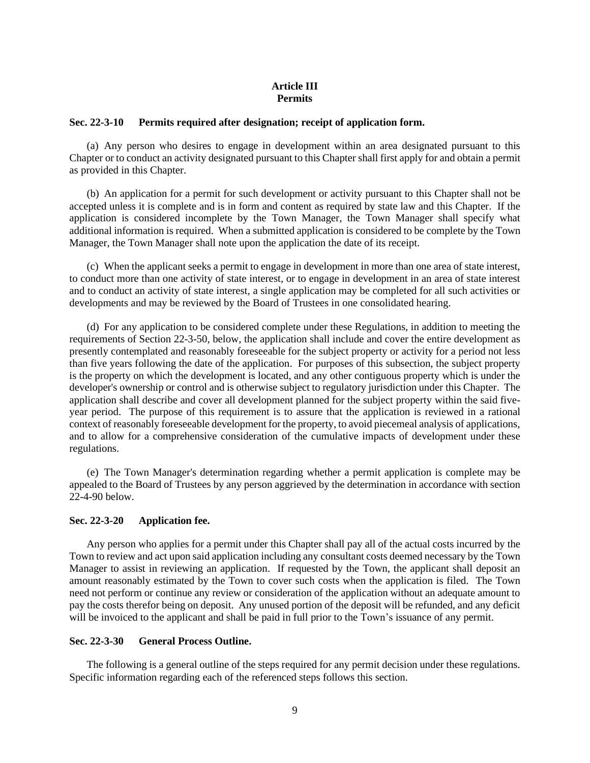## Article III
## Permits

### Sec. 22-3-10 Permits required after designation; receipt of application form.

(a) Any person who desires to engage in development within an area designated pursuant to this Chapter or to conduct an activity designated pursuant to this Chapter shall first apply for and obtain a permit as provided in this Chapter.

(b) An application for a permit for such development or activity pursuant to this Chapter shall not be accepted unless it is complete and is in form and content as required by state law and this Chapter. If the application is considered incomplete by the Town Manager, the Town Manager shall specify what additional information is required. When a submitted application is considered to be complete by the Town Manager, the Town Manager shall note upon the application the date of its receipt.

(c) When the applicant seeks a permit to engage in development in more than one area of state interest, to conduct more than one activity of state interest, or to engage in development in an area of state interest and to conduct an activity of state interest, a single application may be completed for all such activities or developments and may be reviewed by the Board of Trustees in one consolidated hearing.

(d) For any application to be considered complete under these Regulations, in addition to meeting the requirements of Section 22-3-50, below, the application shall include and cover the entire development as presently contemplated and reasonably foreseeable for the subject property or activity for a period not less than five years following the date of the application. For purposes of this subsection, the subject property is the property on which the development is located, and any other contiguous property which is under the developer's ownership or control and is otherwise subject to regulatory jurisdiction under this Chapter. The application shall describe and cover all development planned for the subject property within the said five-year period. The purpose of this requirement is to assure that the application is reviewed in a rational context of reasonably foreseeable development for the property, to avoid piecemeal analysis of applications, and to allow for a comprehensive consideration of the cumulative impacts of development under these regulations.

(e) The Town Manager's determination regarding whether a permit application is complete may be appealed to the Board of Trustees by any person aggrieved by the determination in accordance with section 22-4-90 below.

### Sec. 22-3-20 Application fee.

Any person who applies for a permit under this Chapter shall pay all of the actual costs incurred by the Town to review and act upon said application including any consultant costs deemed necessary by the Town Manager to assist in reviewing an application. If requested by the Town, the applicant shall deposit an amount reasonably estimated by the Town to cover such costs when the application is filed. The Town need not perform or continue any review or consideration of the application without an adequate amount to pay the costs therefor being on deposit. Any unused portion of the deposit will be refunded, and any deficit will be invoiced to the applicant and shall be paid in full prior to the Town's issuance of any permit.

### Sec. 22-3-30 General Process Outline.

The following is a general outline of the steps required for any permit decision under these regulations. Specific information regarding each of the referenced steps follows this section.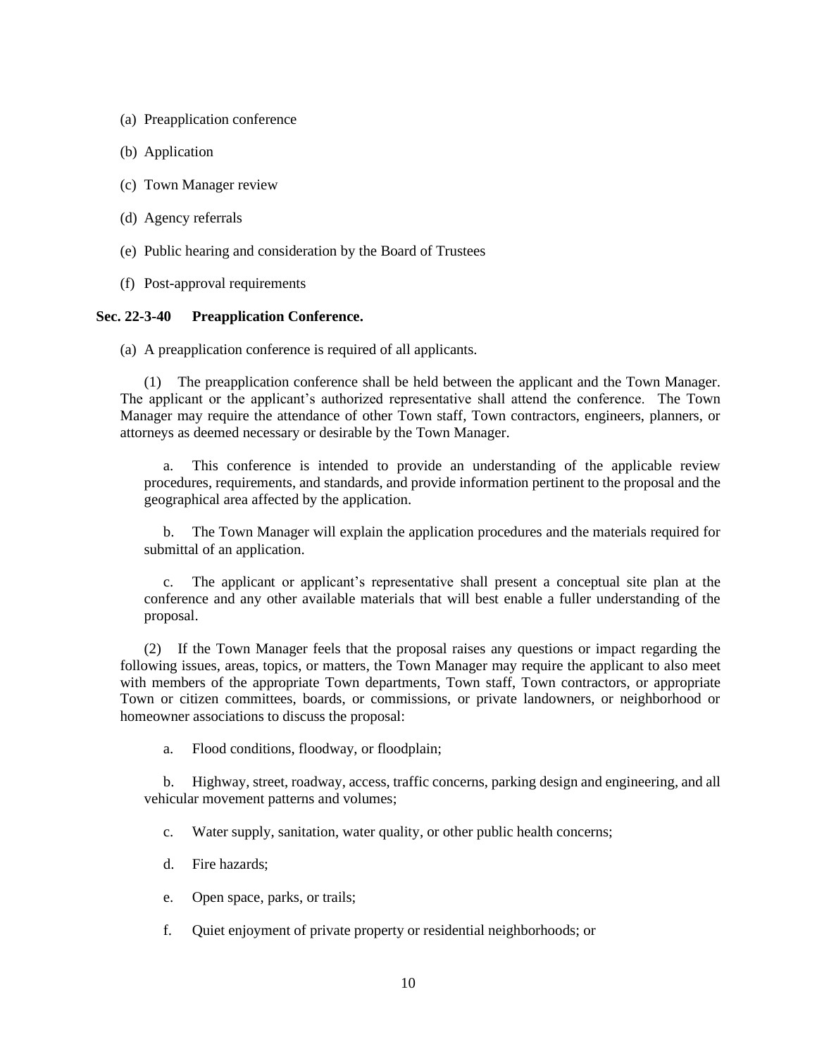(a) Preapplication conference

(b) Application

(c) Town Manager review

(d) Agency referrals

(e) Public hearing and consideration by the Board of Trustees

(f) Post-approval requirements

**Sec. 22-3-40 Preapplication Conference.**

(a) A preapplication conference is required of all applicants.

(1) The preapplication conference shall be held between the applicant and the Town Manager. The applicant or the applicant's authorized representative shall attend the conference. The Town Manager may require the attendance of other Town staff, Town contractors, engineers, planners, or attorneys as deemed necessary or desirable by the Town Manager.

a. This conference is intended to provide an understanding of the applicable review procedures, requirements, and standards, and provide information pertinent to the proposal and the geographical area affected by the application.

b. The Town Manager will explain the application procedures and the materials required for submittal of an application.

c. The applicant or applicant's representative shall present a conceptual site plan at the conference and any other available materials that will best enable a fuller understanding of the proposal.

(2) If the Town Manager feels that the proposal raises any questions or impact regarding the following issues, areas, topics, or matters, the Town Manager may require the applicant to also meet with members of the appropriate Town departments, Town staff, Town contractors, or appropriate Town or citizen committees, boards, or commissions, or private landowners, or neighborhood or homeowner associations to discuss the proposal:

a. Flood conditions, floodway, or floodplain;

b. Highway, street, roadway, access, traffic concerns, parking design and engineering, and all vehicular movement patterns and volumes;

c. Water supply, sanitation, water quality, or other public health concerns;

d. Fire hazards;

e. Open space, parks, or trails;

f. Quiet enjoyment of private property or residential neighborhoods; or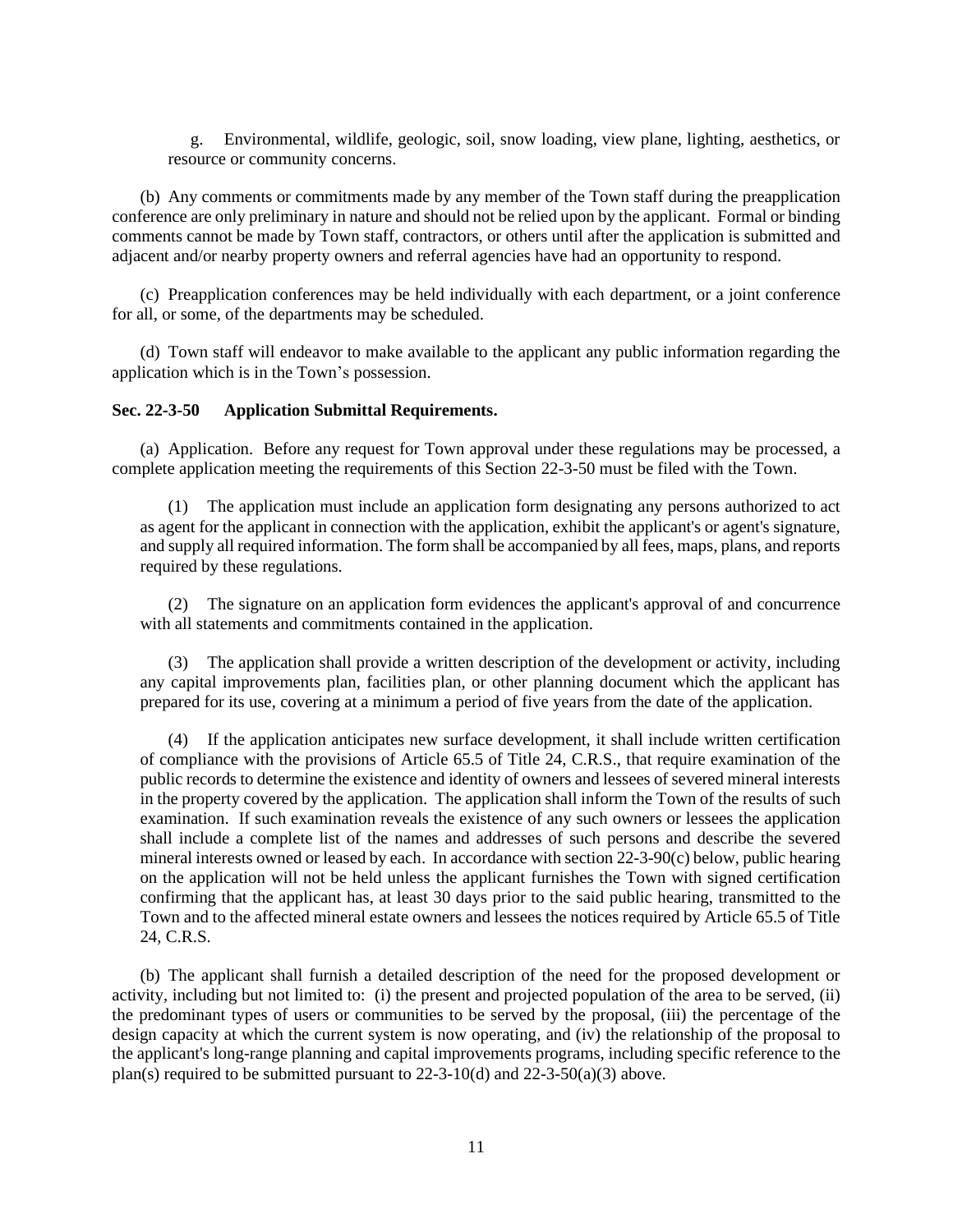g. Environmental, wildlife, geologic, soil, snow loading, view plane, lighting, aesthetics, or resource or community concerns.

(b) Any comments or commitments made by any member of the Town staff during the preapplication conference are only preliminary in nature and should not be relied upon by the applicant. Formal or binding comments cannot be made by Town staff, contractors, or others until after the application is submitted and adjacent and/or nearby property owners and referral agencies have had an opportunity to respond.

(c) Preapplication conferences may be held individually with each department, or a joint conference for all, or some, of the departments may be scheduled.

(d) Town staff will endeavor to make available to the applicant any public information regarding the application which is in the Town's possession.

**Sec. 22-3-50 Application Submittal Requirements.**

(a) Application. Before any request for Town approval under these regulations may be processed, a complete application meeting the requirements of this Section 22-3-50 must be filed with the Town.

(1) The application must include an application form designating any persons authorized to act as agent for the applicant in connection with the application, exhibit the applicant's or agent's signature, and supply all required information. The form shall be accompanied by all fees, maps, plans, and reports required by these regulations.

(2) The signature on an application form evidences the applicant's approval of and concurrence with all statements and commitments contained in the application.

(3) The application shall provide a written description of the development or activity, including any capital improvements plan, facilities plan, or other planning document which the applicant has prepared for its use, covering at a minimum a period of five years from the date of the application.

(4) If the application anticipates new surface development, it shall include written certification of compliance with the provisions of Article 65.5 of Title 24, C.R.S., that require examination of the public records to determine the existence and identity of owners and lessees of severed mineral interests in the property covered by the application. The application shall inform the Town of the results of such examination. If such examination reveals the existence of any such owners or lessees the application shall include a complete list of the names and addresses of such persons and describe the severed mineral interests owned or leased by each. In accordance with section 22-3-90(c) below, public hearing on the application will not be held unless the applicant furnishes the Town with signed certification confirming that the applicant has, at least 30 days prior to the said public hearing, transmitted to the Town and to the affected mineral estate owners and lessees the notices required by Article 65.5 of Title 24, C.R.S.

(b) The applicant shall furnish a detailed description of the need for the proposed development or activity, including but not limited to: (i) the present and projected population of the area to be served, (ii) the predominant types of users or communities to be served by the proposal, (iii) the percentage of the design capacity at which the current system is now operating, and (iv) the relationship of the proposal to the applicant's long-range planning and capital improvements programs, including specific reference to the plan(s) required to be submitted pursuant to 22-3-10(d) and 22-3-50(a)(3) above.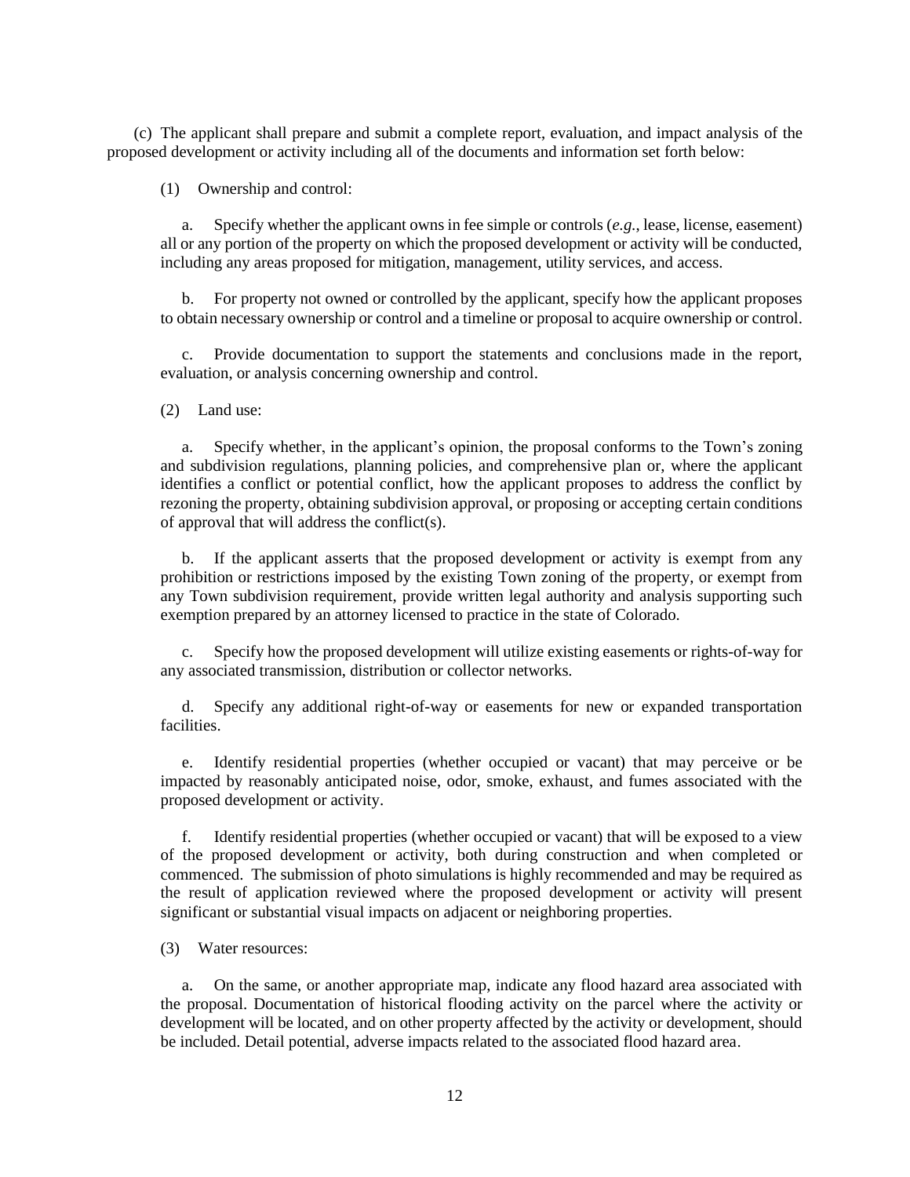(c) The applicant shall prepare and submit a complete report, evaluation, and impact analysis of the proposed development or activity including all of the documents and information set forth below:

(1) Ownership and control:

a. Specify whether the applicant owns in fee simple or controls (*e.g.*, lease, license, easement) all or any portion of the property on which the proposed development or activity will be conducted, including any areas proposed for mitigation, management, utility services, and access.

b. For property not owned or controlled by the applicant, specify how the applicant proposes to obtain necessary ownership or control and a timeline or proposal to acquire ownership or control.

c. Provide documentation to support the statements and conclusions made in the report, evaluation, or analysis concerning ownership and control.

(2) Land use:

a. Specify whether, in the applicant's opinion, the proposal conforms to the Town's zoning and subdivision regulations, planning policies, and comprehensive plan or, where the applicant identifies a conflict or potential conflict, how the applicant proposes to address the conflict by rezoning the property, obtaining subdivision approval, or proposing or accepting certain conditions of approval that will address the conflict(s).

b. If the applicant asserts that the proposed development or activity is exempt from any prohibition or restrictions imposed by the existing Town zoning of the property, or exempt from any Town subdivision requirement, provide written legal authority and analysis supporting such exemption prepared by an attorney licensed to practice in the state of Colorado.

c. Specify how the proposed development will utilize existing easements or rights-of-way for any associated transmission, distribution or collector networks.

d. Specify any additional right-of-way or easements for new or expanded transportation facilities.

e. Identify residential properties (whether occupied or vacant) that may perceive or be impacted by reasonably anticipated noise, odor, smoke, exhaust, and fumes associated with the proposed development or activity.

f. Identify residential properties (whether occupied or vacant) that will be exposed to a view of the proposed development or activity, both during construction and when completed or commenced. The submission of photo simulations is highly recommended and may be required as the result of application reviewed where the proposed development or activity will present significant or substantial visual impacts on adjacent or neighboring properties.

(3) Water resources:

a. On the same, or another appropriate map, indicate any flood hazard area associated with the proposal. Documentation of historical flooding activity on the parcel where the activity or development will be located, and on other property affected by the activity or development, should be included. Detail potential, adverse impacts related to the associated flood hazard area.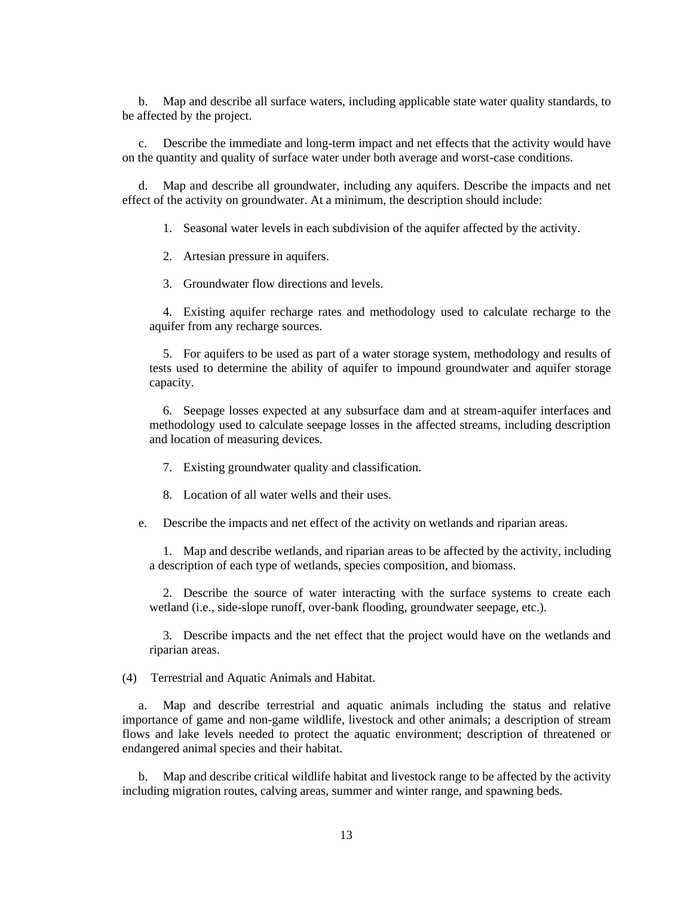b. Map and describe all surface waters, including applicable state water quality standards, to be affected by the project.

c. Describe the immediate and long-term impact and net effects that the activity would have on the quantity and quality of surface water under both average and worst-case conditions.

d. Map and describe all groundwater, including any aquifers. Describe the impacts and net effect of the activity on groundwater. At a minimum, the description should include:

1. Seasonal water levels in each subdivision of the aquifer affected by the activity.

2. Artesian pressure in aquifers.

3. Groundwater flow directions and levels.

4. Existing aquifer recharge rates and methodology used to calculate recharge to the aquifer from any recharge sources.

5. For aquifers to be used as part of a water storage system, methodology and results of tests used to determine the ability of aquifer to impound groundwater and aquifer storage capacity.

6. Seepage losses expected at any subsurface dam and at stream-aquifer interfaces and methodology used to calculate seepage losses in the affected streams, including description and location of measuring devices.

7. Existing groundwater quality and classification.

8. Location of all water wells and their uses.

e. Describe the impacts and net effect of the activity on wetlands and riparian areas.

1. Map and describe wetlands, and riparian areas to be affected by the activity, including a description of each type of wetlands, species composition, and biomass.

2. Describe the source of water interacting with the surface systems to create each wetland (i.e., side-slope runoff, over-bank flooding, groundwater seepage, etc.).

3. Describe impacts and the net effect that the project would have on the wetlands and riparian areas.

(4) Terrestrial and Aquatic Animals and Habitat.

a. Map and describe terrestrial and aquatic animals including the status and relative importance of game and non-game wildlife, livestock and other animals; a description of stream flows and lake levels needed to protect the aquatic environment; description of threatened or endangered animal species and their habitat.

b. Map and describe critical wildlife habitat and livestock range to be affected by the activity including migration routes, calving areas, summer and winter range, and spawning beds.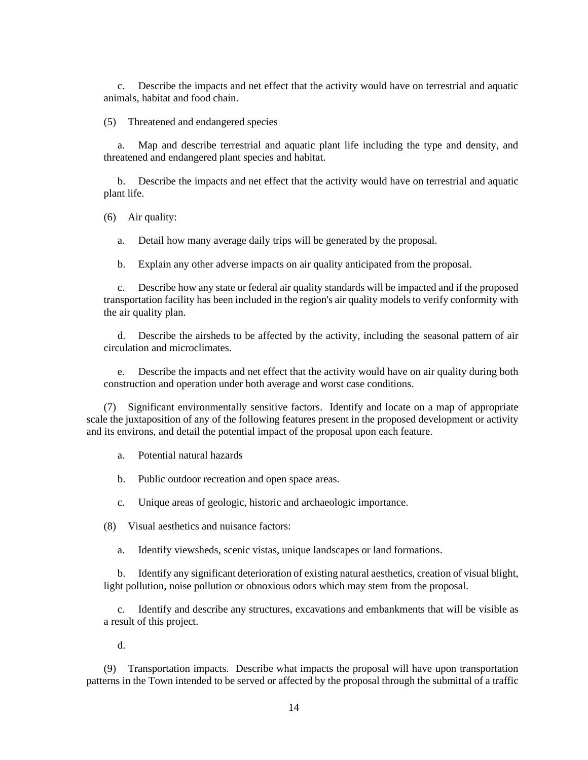c. Describe the impacts and net effect that the activity would have on terrestrial and aquatic animals, habitat and food chain.

(5) Threatened and endangered species

a. Map and describe terrestrial and aquatic plant life including the type and density, and threatened and endangered plant species and habitat.

b. Describe the impacts and net effect that the activity would have on terrestrial and aquatic plant life.

(6) Air quality:

a. Detail how many average daily trips will be generated by the proposal.

b. Explain any other adverse impacts on air quality anticipated from the proposal.

c. Describe how any state or federal air quality standards will be impacted and if the proposed transportation facility has been included in the region's air quality models to verify conformity with the air quality plan.

d. Describe the airsheds to be affected by the activity, including the seasonal pattern of air circulation and microclimates.

e. Describe the impacts and net effect that the activity would have on air quality during both construction and operation under both average and worst case conditions.

(7) Significant environmentally sensitive factors. Identify and locate on a map of appropriate scale the juxtaposition of any of the following features present in the proposed development or activity and its environs, and detail the potential impact of the proposal upon each feature.

a. Potential natural hazards

b. Public outdoor recreation and open space areas.

c. Unique areas of geologic, historic and archaeologic importance.

(8) Visual aesthetics and nuisance factors:

a. Identify viewsheds, scenic vistas, unique landscapes or land formations.

b. Identify any significant deterioration of existing natural aesthetics, creation of visual blight, light pollution, noise pollution or obnoxious odors which may stem from the proposal.

c. Identify and describe any structures, excavations and embankments that will be visible as a result of this project.

d.

(9) Transportation impacts. Describe what impacts the proposal will have upon transportation patterns in the Town intended to be served or affected by the proposal through the submittal of a traffic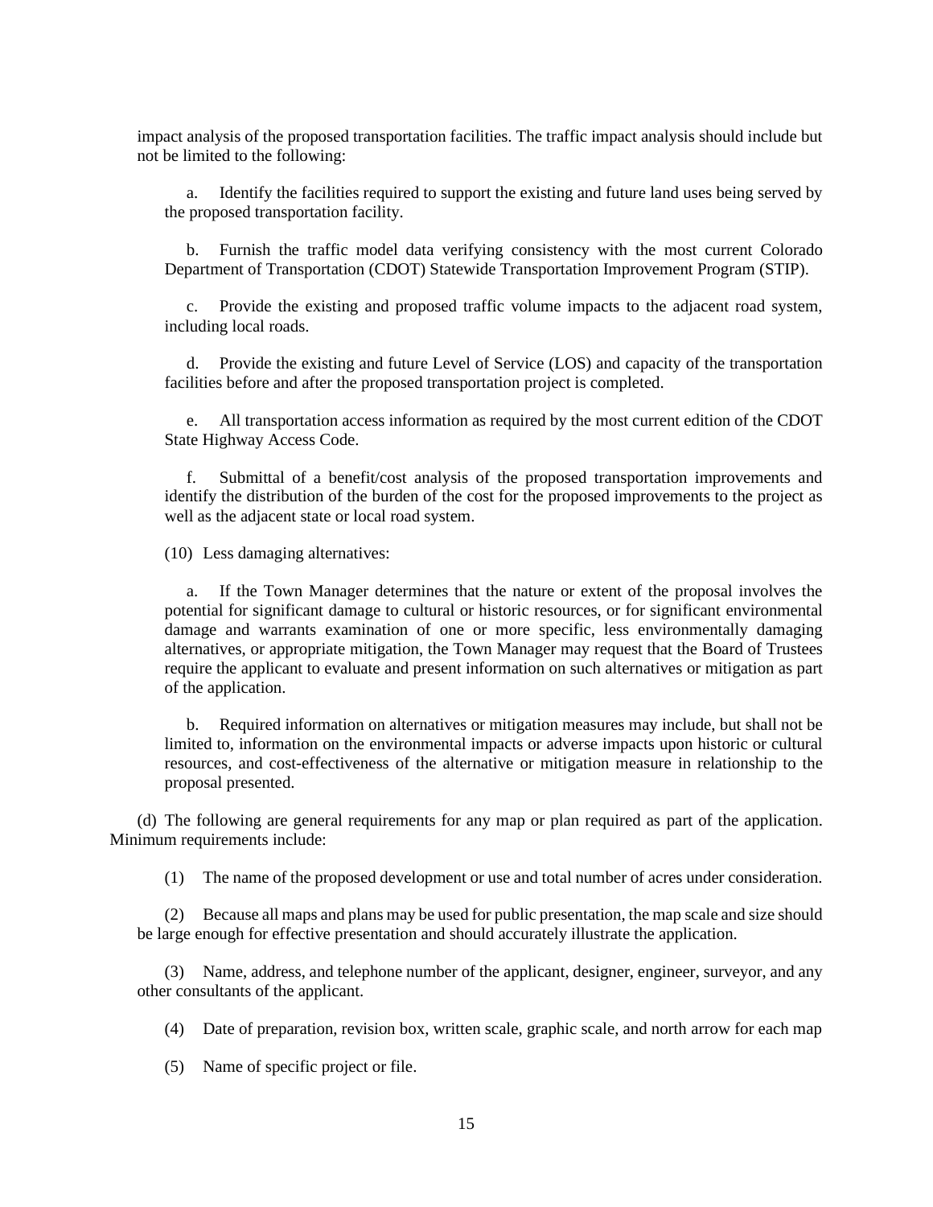impact analysis of the proposed transportation facilities. The traffic impact analysis should include but not be limited to the following:

a. Identify the facilities required to support the existing and future land uses being served by the proposed transportation facility.

b. Furnish the traffic model data verifying consistency with the most current Colorado Department of Transportation (CDOT) Statewide Transportation Improvement Program (STIP).

c. Provide the existing and proposed traffic volume impacts to the adjacent road system, including local roads.

d. Provide the existing and future Level of Service (LOS) and capacity of the transportation facilities before and after the proposed transportation project is completed.

e. All transportation access information as required by the most current edition of the CDOT State Highway Access Code.

f. Submittal of a benefit/cost analysis of the proposed transportation improvements and identify the distribution of the burden of the cost for the proposed improvements to the project as well as the adjacent state or local road system.

(10) Less damaging alternatives:

a. If the Town Manager determines that the nature or extent of the proposal involves the potential for significant damage to cultural or historic resources, or for significant environmental damage and warrants examination of one or more specific, less environmentally damaging alternatives, or appropriate mitigation, the Town Manager may request that the Board of Trustees require the applicant to evaluate and present information on such alternatives or mitigation as part of the application.

b. Required information on alternatives or mitigation measures may include, but shall not be limited to, information on the environmental impacts or adverse impacts upon historic or cultural resources, and cost-effectiveness of the alternative or mitigation measure in relationship to the proposal presented.

(d) The following are general requirements for any map or plan required as part of the application. Minimum requirements include:

(1) The name of the proposed development or use and total number of acres under consideration.

(2) Because all maps and plans may be used for public presentation, the map scale and size should be large enough for effective presentation and should accurately illustrate the application.

(3) Name, address, and telephone number of the applicant, designer, engineer, surveyor, and any other consultants of the applicant.

(4) Date of preparation, revision box, written scale, graphic scale, and north arrow for each map

(5) Name of specific project or file.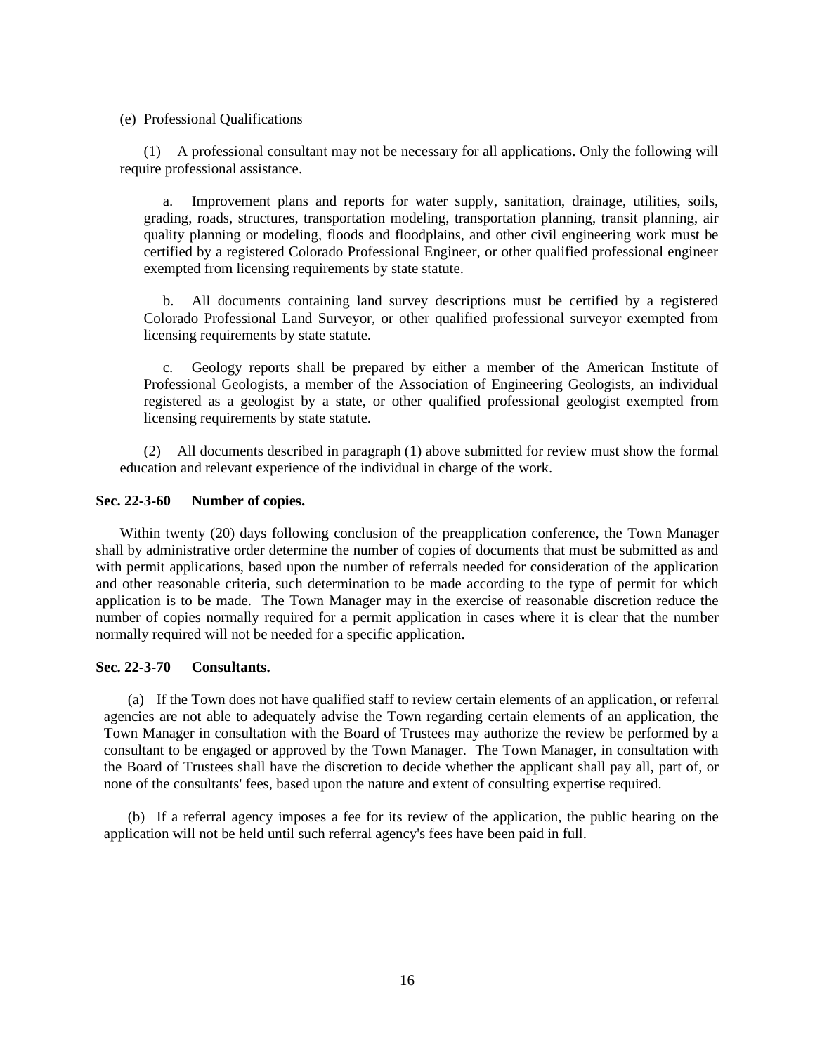(e) Professional Qualifications

(1) A professional consultant may not be necessary for all applications. Only the following will require professional assistance.

a. Improvement plans and reports for water supply, sanitation, drainage, utilities, soils, grading, roads, structures, transportation modeling, transportation planning, transit planning, air quality planning or modeling, floods and floodplains, and other civil engineering work must be certified by a registered Colorado Professional Engineer, or other qualified professional engineer exempted from licensing requirements by state statute.

b. All documents containing land survey descriptions must be certified by a registered Colorado Professional Land Surveyor, or other qualified professional surveyor exempted from licensing requirements by state statute.

c. Geology reports shall be prepared by either a member of the American Institute of Professional Geologists, a member of the Association of Engineering Geologists, an individual registered as a geologist by a state, or other qualified professional geologist exempted from licensing requirements by state statute.

(2) All documents described in paragraph (1) above submitted for review must show the formal education and relevant experience of the individual in charge of the work.

**Sec. 22-3-60 Number of copies.**

Within twenty (20) days following conclusion of the preapplication conference, the Town Manager shall by administrative order determine the number of copies of documents that must be submitted as and with permit applications, based upon the number of referrals needed for consideration of the application and other reasonable criteria, such determination to be made according to the type of permit for which application is to be made. The Town Manager may in the exercise of reasonable discretion reduce the number of copies normally required for a permit application in cases where it is clear that the number normally required will not be needed for a specific application.

**Sec. 22-3-70 Consultants.**

(a) If the Town does not have qualified staff to review certain elements of an application, or referral agencies are not able to adequately advise the Town regarding certain elements of an application, the Town Manager in consultation with the Board of Trustees may authorize the review be performed by a consultant to be engaged or approved by the Town Manager. The Town Manager, in consultation with the Board of Trustees shall have the discretion to decide whether the applicant shall pay all, part of, or none of the consultants' fees, based upon the nature and extent of consulting expertise required.

(b) If a referral agency imposes a fee for its review of the application, the public hearing on the application will not be held until such referral agency's fees have been paid in full.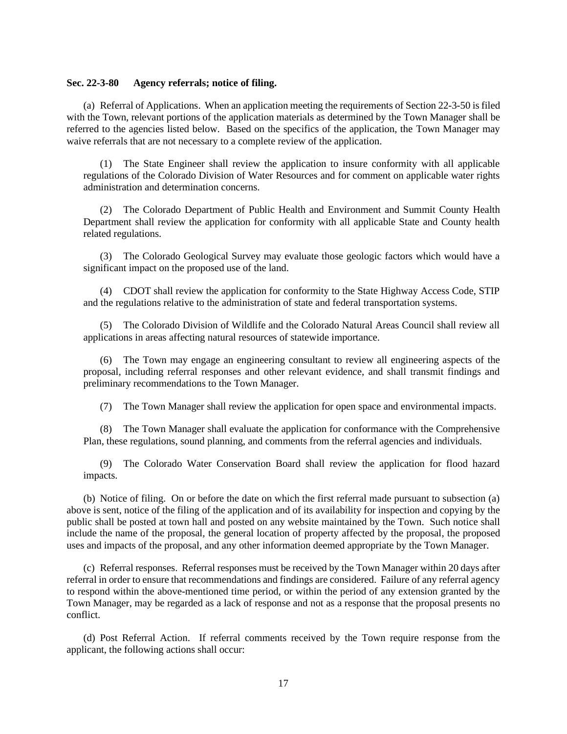**Sec. 22-3-80 Agency referrals; notice of filing.**

(a) Referral of Applications. When an application meeting the requirements of Section 22-3-50 is filed with the Town, relevant portions of the application materials as determined by the Town Manager shall be referred to the agencies listed below. Based on the specifics of the application, the Town Manager may waive referrals that are not necessary to a complete review of the application.

(1) The State Engineer shall review the application to insure conformity with all applicable regulations of the Colorado Division of Water Resources and for comment on applicable water rights administration and determination concerns.

(2) The Colorado Department of Public Health and Environment and Summit County Health Department shall review the application for conformity with all applicable State and County health related regulations.

(3) The Colorado Geological Survey may evaluate those geologic factors which would have a significant impact on the proposed use of the land.

(4) CDOT shall review the application for conformity to the State Highway Access Code, STIP and the regulations relative to the administration of state and federal transportation systems.

(5) The Colorado Division of Wildlife and the Colorado Natural Areas Council shall review all applications in areas affecting natural resources of statewide importance.

(6) The Town may engage an engineering consultant to review all engineering aspects of the proposal, including referral responses and other relevant evidence, and shall transmit findings and preliminary recommendations to the Town Manager.

(7) The Town Manager shall review the application for open space and environmental impacts.

(8) The Town Manager shall evaluate the application for conformance with the Comprehensive Plan, these regulations, sound planning, and comments from the referral agencies and individuals.

(9) The Colorado Water Conservation Board shall review the application for flood hazard impacts.

(b) Notice of filing. On or before the date on which the first referral made pursuant to subsection (a) above is sent, notice of the filing of the application and of its availability for inspection and copying by the public shall be posted at town hall and posted on any website maintained by the Town. Such notice shall include the name of the proposal, the general location of property affected by the proposal, the proposed uses and impacts of the proposal, and any other information deemed appropriate by the Town Manager.

(c) Referral responses. Referral responses must be received by the Town Manager within 20 days after referral in order to ensure that recommendations and findings are considered. Failure of any referral agency to respond within the above-mentioned time period, or within the period of any extension granted by the Town Manager, may be regarded as a lack of response and not as a response that the proposal presents no conflict.

(d) Post Referral Action. If referral comments received by the Town require response from the applicant, the following actions shall occur: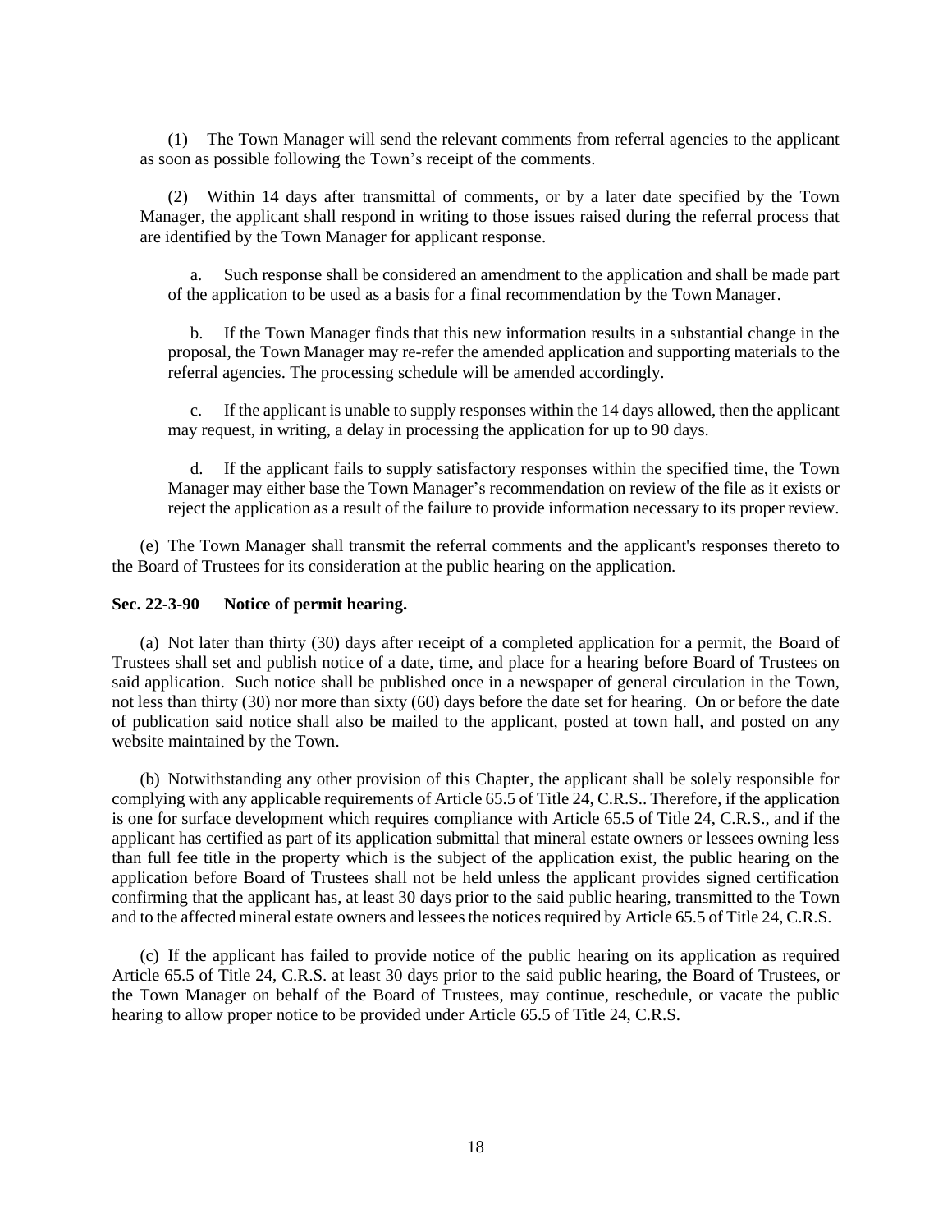(1) The Town Manager will send the relevant comments from referral agencies to the applicant as soon as possible following the Town's receipt of the comments.

(2) Within 14 days after transmittal of comments, or by a later date specified by the Town Manager, the applicant shall respond in writing to those issues raised during the referral process that are identified by the Town Manager for applicant response.

a. Such response shall be considered an amendment to the application and shall be made part of the application to be used as a basis for a final recommendation by the Town Manager.

b. If the Town Manager finds that this new information results in a substantial change in the proposal, the Town Manager may re-refer the amended application and supporting materials to the referral agencies. The processing schedule will be amended accordingly.

c. If the applicant is unable to supply responses within the 14 days allowed, then the applicant may request, in writing, a delay in processing the application for up to 90 days.

d. If the applicant fails to supply satisfactory responses within the specified time, the Town Manager may either base the Town Manager's recommendation on review of the file as it exists or reject the application as a result of the failure to provide information necessary to its proper review.

(e) The Town Manager shall transmit the referral comments and the applicant's responses thereto to the Board of Trustees for its consideration at the public hearing on the application.

**Sec. 22-3-90 Notice of permit hearing.**

(a) Not later than thirty (30) days after receipt of a completed application for a permit, the Board of Trustees shall set and publish notice of a date, time, and place for a hearing before Board of Trustees on said application. Such notice shall be published once in a newspaper of general circulation in the Town, not less than thirty (30) nor more than sixty (60) days before the date set for hearing. On or before the date of publication said notice shall also be mailed to the applicant, posted at town hall, and posted on any website maintained by the Town.

(b) Notwithstanding any other provision of this Chapter, the applicant shall be solely responsible for complying with any applicable requirements of Article 65.5 of Title 24, C.R.S.. Therefore, if the application is one for surface development which requires compliance with Article 65.5 of Title 24, C.R.S., and if the applicant has certified as part of its application submittal that mineral estate owners or lessees owning less than full fee title in the property which is the subject of the application exist, the public hearing on the application before Board of Trustees shall not be held unless the applicant provides signed certification confirming that the applicant has, at least 30 days prior to the said public hearing, transmitted to the Town and to the affected mineral estate owners and lessees the notices required by Article 65.5 of Title 24, C.R.S.

(c) If the applicant has failed to provide notice of the public hearing on its application as required Article 65.5 of Title 24, C.R.S. at least 30 days prior to the said public hearing, the Board of Trustees, or the Town Manager on behalf of the Board of Trustees, may continue, reschedule, or vacate the public hearing to allow proper notice to be provided under Article 65.5 of Title 24, C.R.S.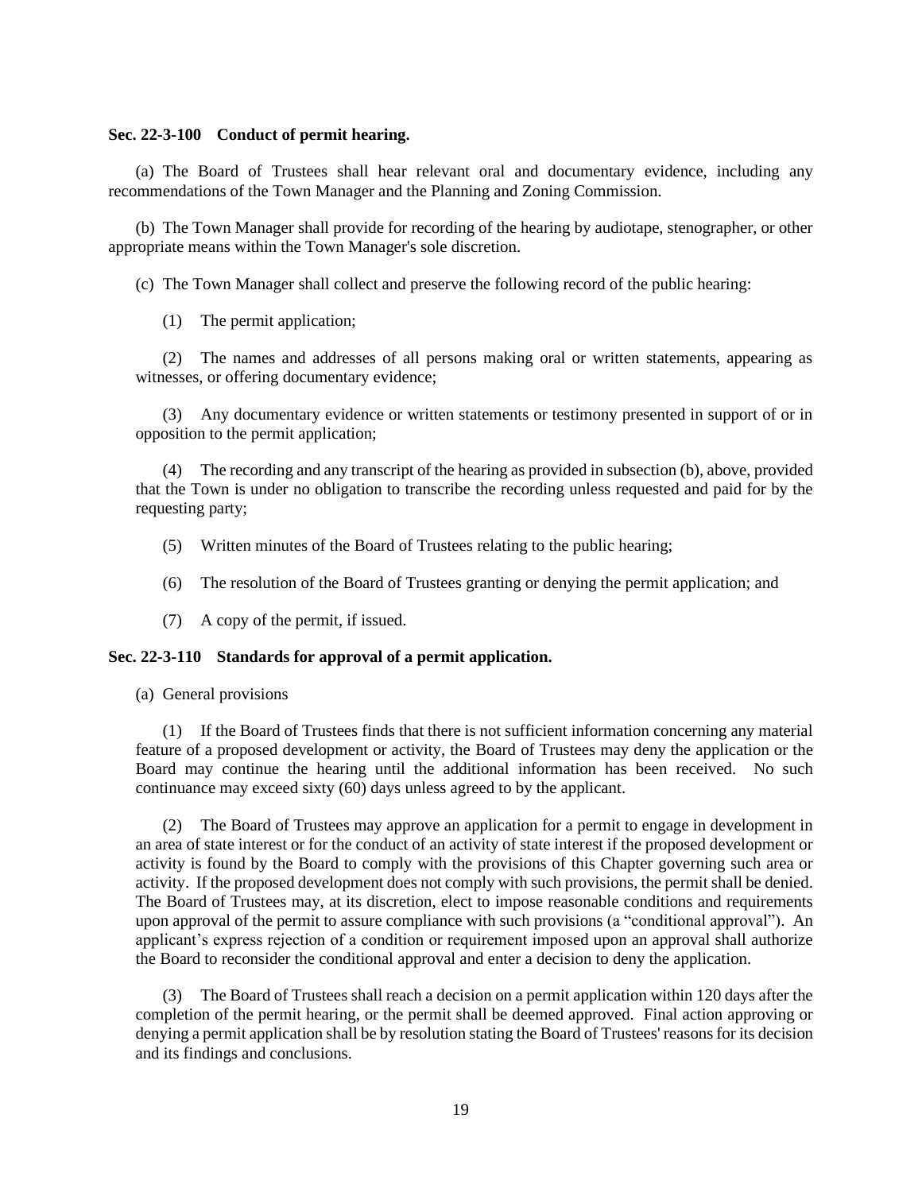**Sec. 22-3-100 Conduct of permit hearing.**

(a) The Board of Trustees shall hear relevant oral and documentary evidence, including any recommendations of the Town Manager and the Planning and Zoning Commission.

(b) The Town Manager shall provide for recording of the hearing by audiotape, stenographer, or other appropriate means within the Town Manager's sole discretion.

(c) The Town Manager shall collect and preserve the following record of the public hearing:

(1) The permit application;

(2) The names and addresses of all persons making oral or written statements, appearing as witnesses, or offering documentary evidence;

(3) Any documentary evidence or written statements or testimony presented in support of or in opposition to the permit application;

(4) The recording and any transcript of the hearing as provided in subsection (b), above, provided that the Town is under no obligation to transcribe the recording unless requested and paid for by the requesting party;

(5) Written minutes of the Board of Trustees relating to the public hearing;

(6) The resolution of the Board of Trustees granting or denying the permit application; and

(7) A copy of the permit, if issued.

**Sec. 22-3-110 Standards for approval of a permit application.**

(a) General provisions

(1) If the Board of Trustees finds that there is not sufficient information concerning any material feature of a proposed development or activity, the Board of Trustees may deny the application or the Board may continue the hearing until the additional information has been received. No such continuance may exceed sixty (60) days unless agreed to by the applicant.

(2) The Board of Trustees may approve an application for a permit to engage in development in an area of state interest or for the conduct of an activity of state interest if the proposed development or activity is found by the Board to comply with the provisions of this Chapter governing such area or activity. If the proposed development does not comply with such provisions, the permit shall be denied. The Board of Trustees may, at its discretion, elect to impose reasonable conditions and requirements upon approval of the permit to assure compliance with such provisions (a "conditional approval"). An applicant's express rejection of a condition or requirement imposed upon an approval shall authorize the Board to reconsider the conditional approval and enter a decision to deny the application.

(3) The Board of Trustees shall reach a decision on a permit application within 120 days after the completion of the permit hearing, or the permit shall be deemed approved. Final action approving or denying a permit application shall be by resolution stating the Board of Trustees' reasons for its decision and its findings and conclusions.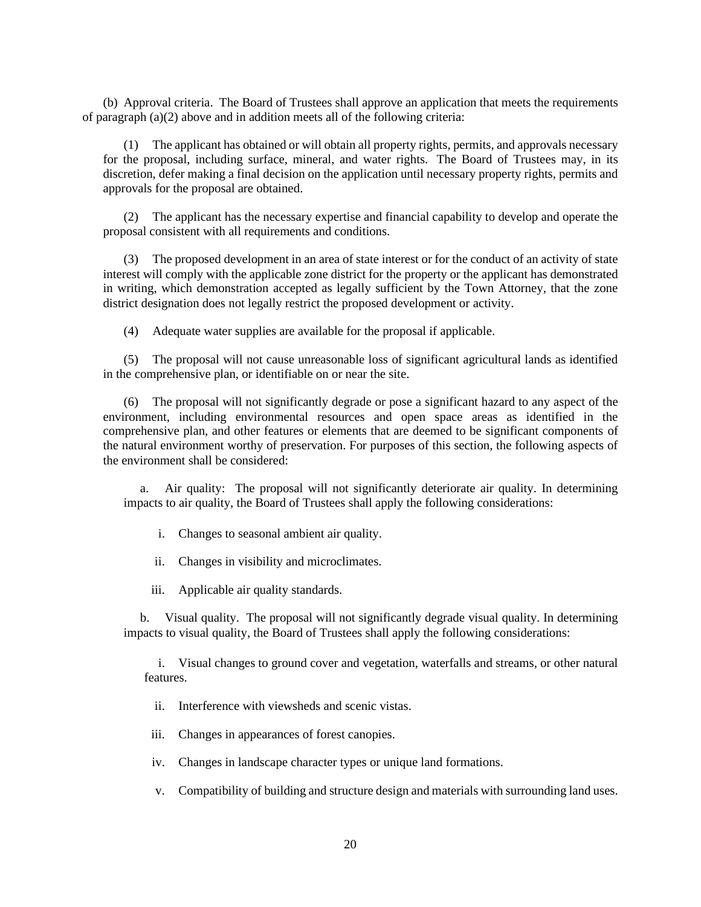(b) Approval criteria. The Board of Trustees shall approve an application that meets the requirements of paragraph (a)(2) above and in addition meets all of the following criteria:

(1) The applicant has obtained or will obtain all property rights, permits, and approvals necessary for the proposal, including surface, mineral, and water rights. The Board of Trustees may, in its discretion, defer making a final decision on the application until necessary property rights, permits and approvals for the proposal are obtained.

(2) The applicant has the necessary expertise and financial capability to develop and operate the proposal consistent with all requirements and conditions.

(3) The proposed development in an area of state interest or for the conduct of an activity of state interest will comply with the applicable zone district for the property or the applicant has demonstrated in writing, which demonstration accepted as legally sufficient by the Town Attorney, that the zone district designation does not legally restrict the proposed development or activity.

(4) Adequate water supplies are available for the proposal if applicable.

(5) The proposal will not cause unreasonable loss of significant agricultural lands as identified in the comprehensive plan, or identifiable on or near the site.

(6) The proposal will not significantly degrade or pose a significant hazard to any aspect of the environment, including environmental resources and open space areas as identified in the comprehensive plan, and other features or elements that are deemed to be significant components of the natural environment worthy of preservation. For purposes of this section, the following aspects of the environment shall be considered:

a. Air quality: The proposal will not significantly deteriorate air quality. In determining impacts to air quality, the Board of Trustees shall apply the following considerations:

i. Changes to seasonal ambient air quality.

ii. Changes in visibility and microclimates.

iii. Applicable air quality standards.

b. Visual quality. The proposal will not significantly degrade visual quality. In determining impacts to visual quality, the Board of Trustees shall apply the following considerations:

i. Visual changes to ground cover and vegetation, waterfalls and streams, or other natural features.

ii. Interference with viewsheds and scenic vistas.

iii. Changes in appearances of forest canopies.

iv. Changes in landscape character types or unique land formations.

v. Compatibility of building and structure design and materials with surrounding land uses.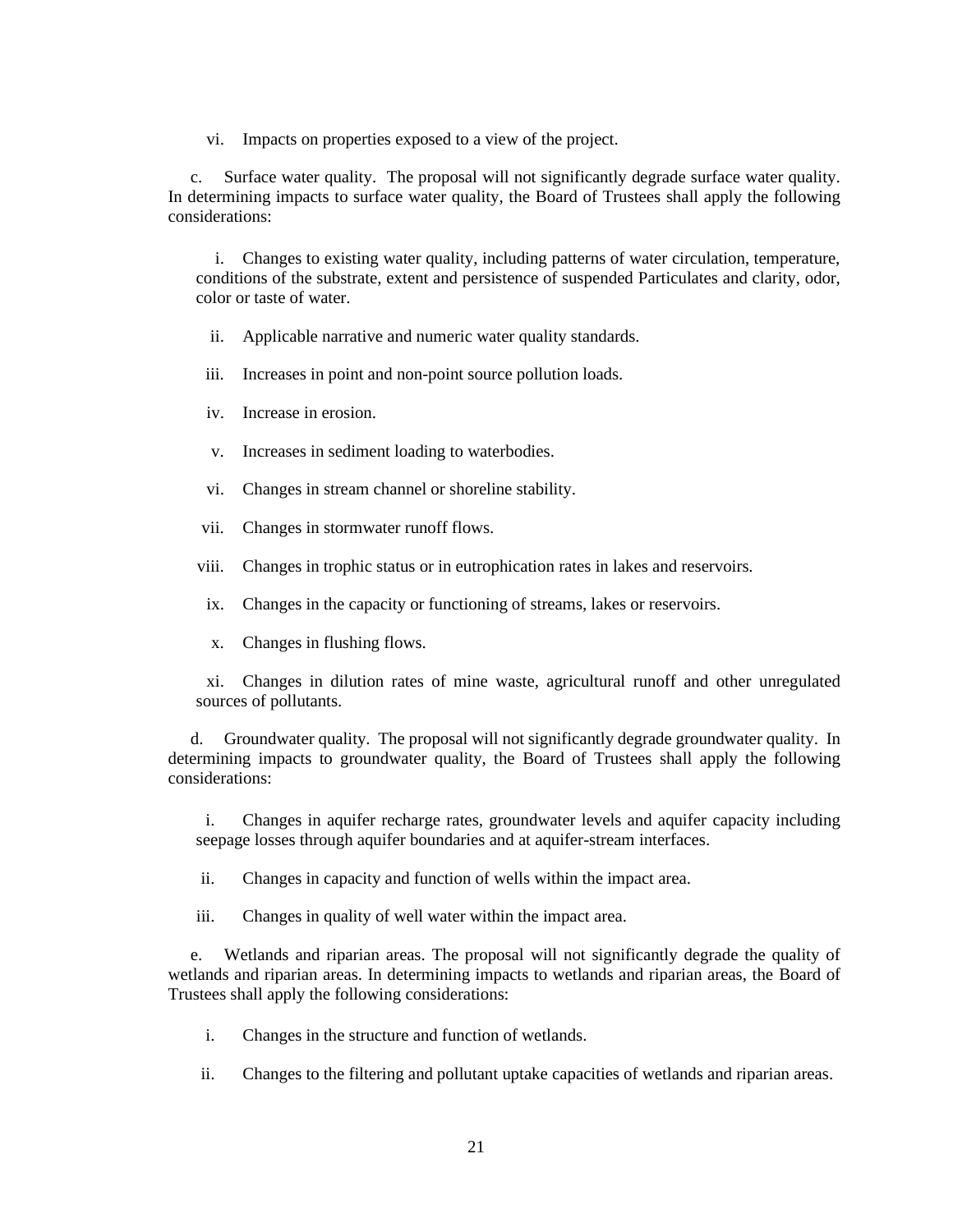vi. Impacts on properties exposed to a view of the project.

c. Surface water quality. The proposal will not significantly degrade surface water quality. In determining impacts to surface water quality, the Board of Trustees shall apply the following considerations:

i. Changes to existing water quality, including patterns of water circulation, temperature, conditions of the substrate, extent and persistence of suspended Particulates and clarity, odor, color or taste of water.

ii. Applicable narrative and numeric water quality standards.

iii. Increases in point and non-point source pollution loads.

iv. Increase in erosion.

v. Increases in sediment loading to waterbodies.

vi. Changes in stream channel or shoreline stability.

vii. Changes in stormwater runoff flows.

viii. Changes in trophic status or in eutrophication rates in lakes and reservoirs.

ix. Changes in the capacity or functioning of streams, lakes or reservoirs.

x. Changes in flushing flows.

xi. Changes in dilution rates of mine waste, agricultural runoff and other unregulated sources of pollutants.

d. Groundwater quality. The proposal will not significantly degrade groundwater quality. In determining impacts to groundwater quality, the Board of Trustees shall apply the following considerations:

i. Changes in aquifer recharge rates, groundwater levels and aquifer capacity including seepage losses through aquifer boundaries and at aquifer-stream interfaces.

ii. Changes in capacity and function of wells within the impact area.

iii. Changes in quality of well water within the impact area.

e. Wetlands and riparian areas. The proposal will not significantly degrade the quality of wetlands and riparian areas. In determining impacts to wetlands and riparian areas, the Board of Trustees shall apply the following considerations:

i. Changes in the structure and function of wetlands.

ii. Changes to the filtering and pollutant uptake capacities of wetlands and riparian areas.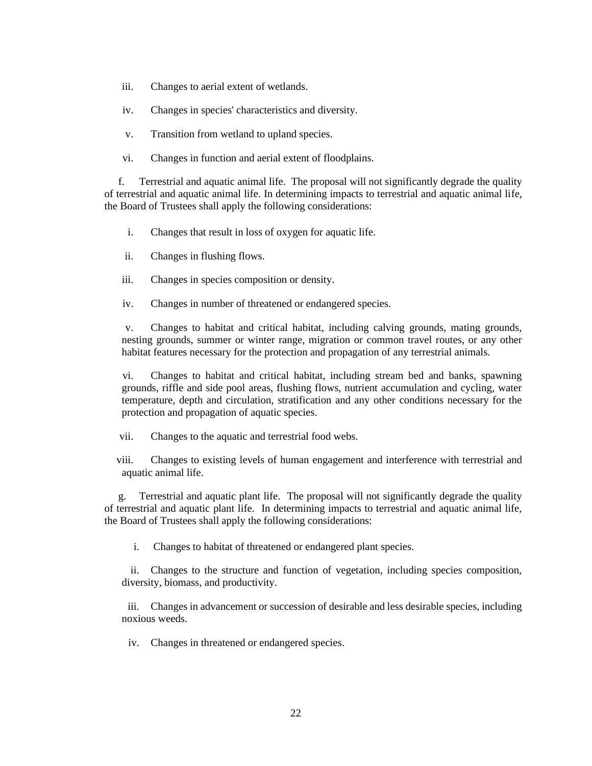iii. Changes to aerial extent of wetlands.

iv. Changes in species' characteristics and diversity.

v. Transition from wetland to upland species.

vi. Changes in function and aerial extent of floodplains.

f. Terrestrial and aquatic animal life. The proposal will not significantly degrade the quality of terrestrial and aquatic animal life. In determining impacts to terrestrial and aquatic animal life, the Board of Trustees shall apply the following considerations:

i. Changes that result in loss of oxygen for aquatic life.

ii. Changes in flushing flows.

iii. Changes in species composition or density.

iv. Changes in number of threatened or endangered species.

v. Changes to habitat and critical habitat, including calving grounds, mating grounds, nesting grounds, summer or winter range, migration or common travel routes, or any other habitat features necessary for the protection and propagation of any terrestrial animals.

vi. Changes to habitat and critical habitat, including stream bed and banks, spawning grounds, riffle and side pool areas, flushing flows, nutrient accumulation and cycling, water temperature, depth and circulation, stratification and any other conditions necessary for the protection and propagation of aquatic species.

vii. Changes to the aquatic and terrestrial food webs.

viii. Changes to existing levels of human engagement and interference with terrestrial and aquatic animal life.

g. Terrestrial and aquatic plant life. The proposal will not significantly degrade the quality of terrestrial and aquatic plant life. In determining impacts to terrestrial and aquatic animal life, the Board of Trustees shall apply the following considerations:

i. Changes to habitat of threatened or endangered plant species.

ii. Changes to the structure and function of vegetation, including species composition, diversity, biomass, and productivity.

iii. Changes in advancement or succession of desirable and less desirable species, including noxious weeds.

iv. Changes in threatened or endangered species.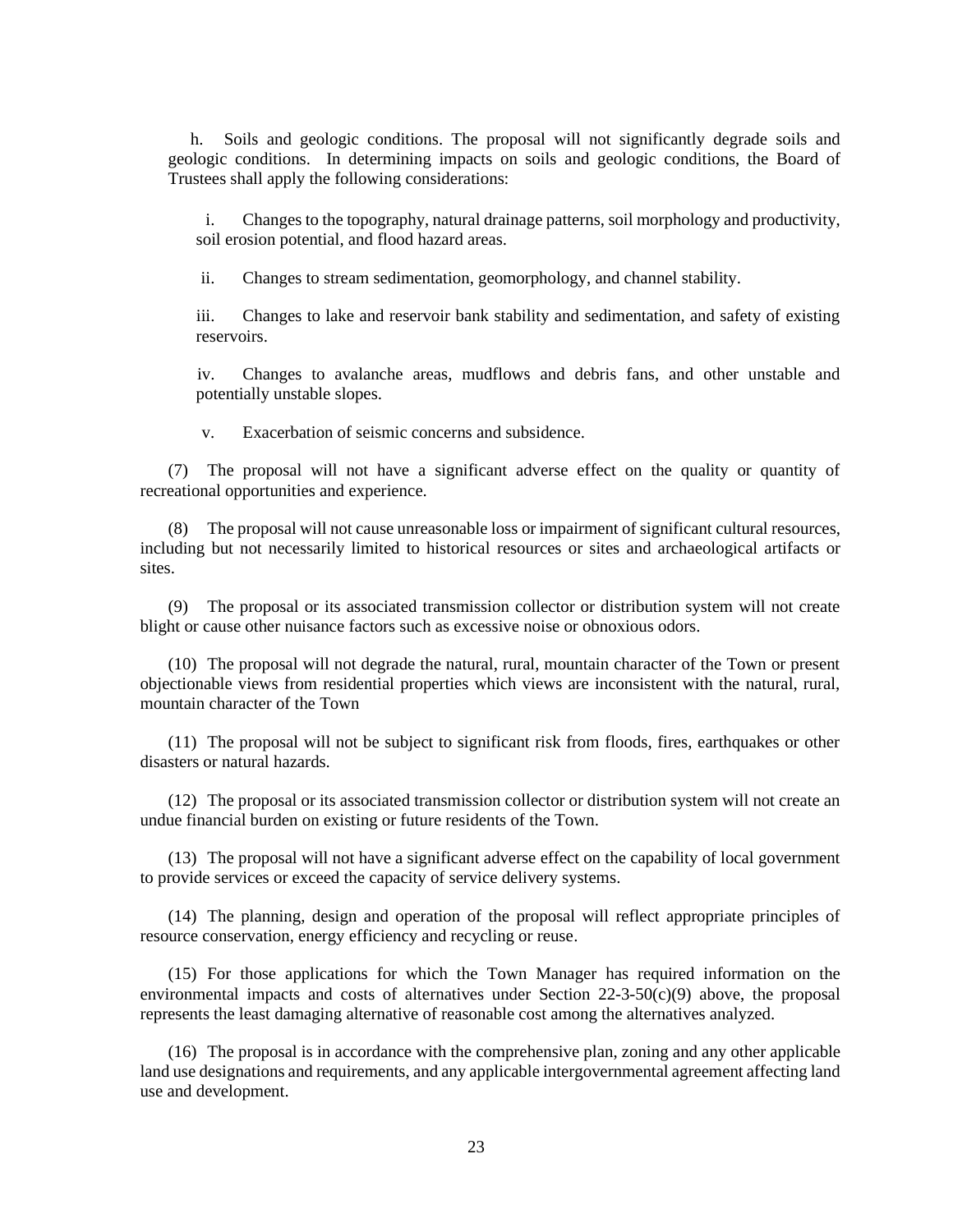h. Soils and geologic conditions. The proposal will not significantly degrade soils and geologic conditions. In determining impacts on soils and geologic conditions, the Board of Trustees shall apply the following considerations:

i. Changes to the topography, natural drainage patterns, soil morphology and productivity, soil erosion potential, and flood hazard areas.

ii. Changes to stream sedimentation, geomorphology, and channel stability.

iii. Changes to lake and reservoir bank stability and sedimentation, and safety of existing reservoirs.

iv. Changes to avalanche areas, mudflows and debris fans, and other unstable and potentially unstable slopes.

v. Exacerbation of seismic concerns and subsidence.

(7) The proposal will not have a significant adverse effect on the quality or quantity of recreational opportunities and experience.

(8) The proposal will not cause unreasonable loss or impairment of significant cultural resources, including but not necessarily limited to historical resources or sites and archaeological artifacts or sites.

(9) The proposal or its associated transmission collector or distribution system will not create blight or cause other nuisance factors such as excessive noise or obnoxious odors.

(10) The proposal will not degrade the natural, rural, mountain character of the Town or present objectionable views from residential properties which views are inconsistent with the natural, rural, mountain character of the Town

(11) The proposal will not be subject to significant risk from floods, fires, earthquakes or other disasters or natural hazards.

(12) The proposal or its associated transmission collector or distribution system will not create an undue financial burden on existing or future residents of the Town.

(13) The proposal will not have a significant adverse effect on the capability of local government to provide services or exceed the capacity of service delivery systems.

(14) The planning, design and operation of the proposal will reflect appropriate principles of resource conservation, energy efficiency and recycling or reuse.

(15) For those applications for which the Town Manager has required information on the environmental impacts and costs of alternatives under Section 22-3-50(c)(9) above, the proposal represents the least damaging alternative of reasonable cost among the alternatives analyzed.

(16) The proposal is in accordance with the comprehensive plan, zoning and any other applicable land use designations and requirements, and any applicable intergovernmental agreement affecting land use and development.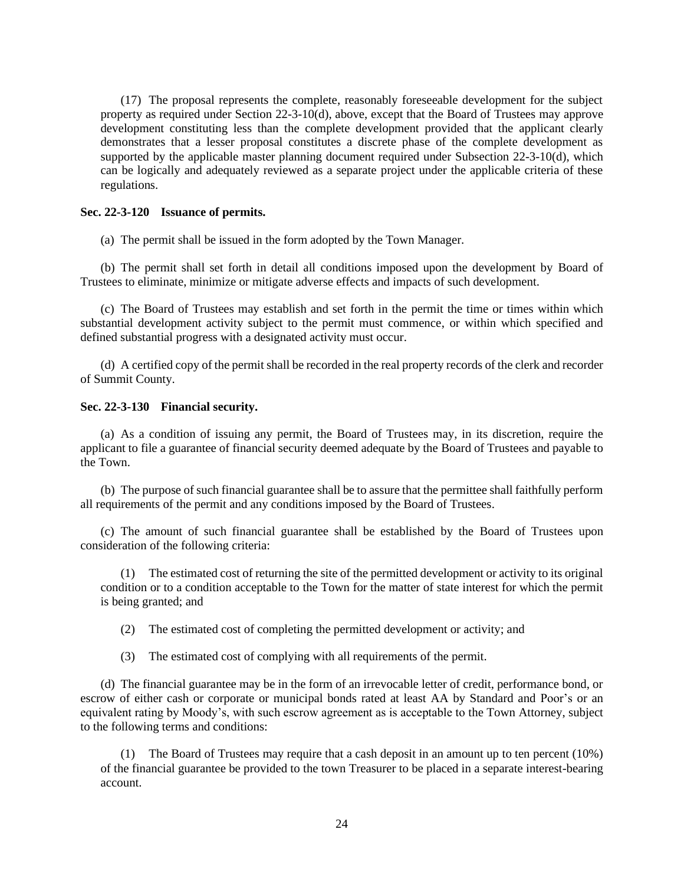(17) The proposal represents the complete, reasonably foreseeable development for the subject property as required under Section 22-3-10(d), above, except that the Board of Trustees may approve development constituting less than the complete development provided that the applicant clearly demonstrates that a lesser proposal constitutes a discrete phase of the complete development as supported by the applicable master planning document required under Subsection 22-3-10(d), which can be logically and adequately reviewed as a separate project under the applicable criteria of these regulations.

**Sec. 22-3-120 Issuance of permits.**

(a) The permit shall be issued in the form adopted by the Town Manager.

(b) The permit shall set forth in detail all conditions imposed upon the development by Board of Trustees to eliminate, minimize or mitigate adverse effects and impacts of such development.

(c) The Board of Trustees may establish and set forth in the permit the time or times within which substantial development activity subject to the permit must commence, or within which specified and defined substantial progress with a designated activity must occur.

(d) A certified copy of the permit shall be recorded in the real property records of the clerk and recorder of Summit County.

**Sec. 22-3-130 Financial security.**

(a) As a condition of issuing any permit, the Board of Trustees may, in its discretion, require the applicant to file a guarantee of financial security deemed adequate by the Board of Trustees and payable to the Town.

(b) The purpose of such financial guarantee shall be to assure that the permittee shall faithfully perform all requirements of the permit and any conditions imposed by the Board of Trustees.

(c) The amount of such financial guarantee shall be established by the Board of Trustees upon consideration of the following criteria:

(1) The estimated cost of returning the site of the permitted development or activity to its original condition or to a condition acceptable to the Town for the matter of state interest for which the permit is being granted; and

(2) The estimated cost of completing the permitted development or activity; and

(3) The estimated cost of complying with all requirements of the permit.

(d) The financial guarantee may be in the form of an irrevocable letter of credit, performance bond, or escrow of either cash or corporate or municipal bonds rated at least AA by Standard and Poor's or an equivalent rating by Moody's, with such escrow agreement as is acceptable to the Town Attorney, subject to the following terms and conditions:

(1) The Board of Trustees may require that a cash deposit in an amount up to ten percent (10%) of the financial guarantee be provided to the town Treasurer to be placed in a separate interest-bearing account.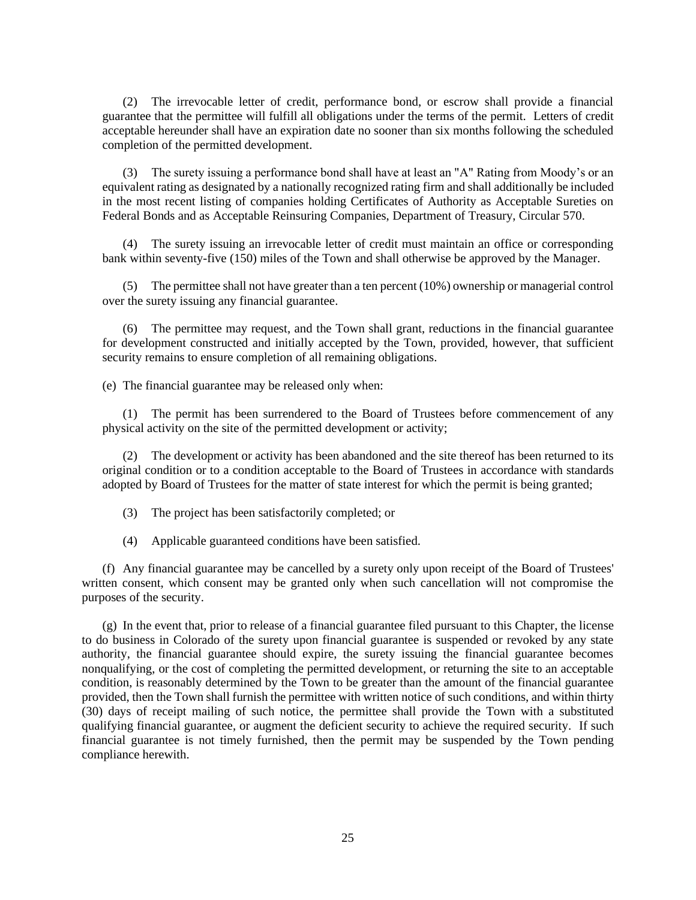(2) The irrevocable letter of credit, performance bond, or escrow shall provide a financial guarantee that the permittee will fulfill all obligations under the terms of the permit. Letters of credit acceptable hereunder shall have an expiration date no sooner than six months following the scheduled completion of the permitted development.

(3) The surety issuing a performance bond shall have at least an "A" Rating from Moody's or an equivalent rating as designated by a nationally recognized rating firm and shall additionally be included in the most recent listing of companies holding Certificates of Authority as Acceptable Sureties on Federal Bonds and as Acceptable Reinsuring Companies, Department of Treasury, Circular 570.

(4) The surety issuing an irrevocable letter of credit must maintain an office or corresponding bank within seventy-five (150) miles of the Town and shall otherwise be approved by the Manager.

(5) The permittee shall not have greater than a ten percent (10%) ownership or managerial control over the surety issuing any financial guarantee.

(6) The permittee may request, and the Town shall grant, reductions in the financial guarantee for development constructed and initially accepted by the Town, provided, however, that sufficient security remains to ensure completion of all remaining obligations.

(e) The financial guarantee may be released only when:

(1) The permit has been surrendered to the Board of Trustees before commencement of any physical activity on the site of the permitted development or activity;

(2) The development or activity has been abandoned and the site thereof has been returned to its original condition or to a condition acceptable to the Board of Trustees in accordance with standards adopted by Board of Trustees for the matter of state interest for which the permit is being granted;

(3) The project has been satisfactorily completed; or

(4) Applicable guaranteed conditions have been satisfied.

(f) Any financial guarantee may be cancelled by a surety only upon receipt of the Board of Trustees' written consent, which consent may be granted only when such cancellation will not compromise the purposes of the security.

(g) In the event that, prior to release of a financial guarantee filed pursuant to this Chapter, the license to do business in Colorado of the surety upon financial guarantee is suspended or revoked by any state authority, the financial guarantee should expire, the surety issuing the financial guarantee becomes nonqualifying, or the cost of completing the permitted development, or returning the site to an acceptable condition, is reasonably determined by the Town to be greater than the amount of the financial guarantee provided, then the Town shall furnish the permittee with written notice of such conditions, and within thirty (30) days of receipt mailing of such notice, the permittee shall provide the Town with a substituted qualifying financial guarantee, or augment the deficient security to achieve the required security. If such financial guarantee is not timely furnished, then the permit may be suspended by the Town pending compliance herewith.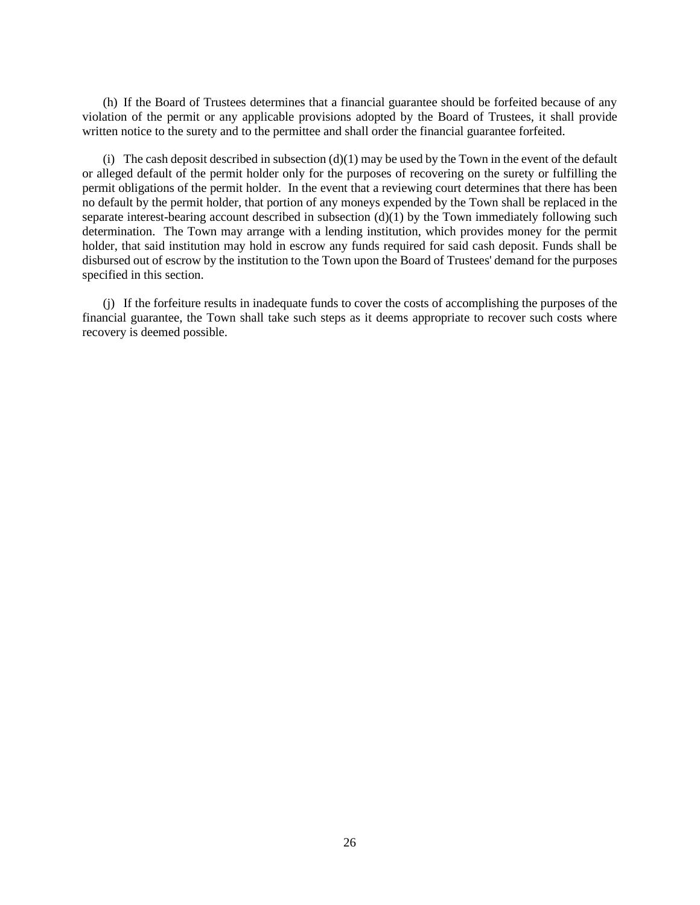(h) If the Board of Trustees determines that a financial guarantee should be forfeited because of any violation of the permit or any applicable provisions adopted by the Board of Trustees, it shall provide written notice to the surety and to the permittee and shall order the financial guarantee forfeited.

(i) The cash deposit described in subsection (d)(1) may be used by the Town in the event of the default or alleged default of the permit holder only for the purposes of recovering on the surety or fulfilling the permit obligations of the permit holder. In the event that a reviewing court determines that there has been no default by the permit holder, that portion of any moneys expended by the Town shall be replaced in the separate interest-bearing account described in subsection (d)(1) by the Town immediately following such determination. The Town may arrange with a lending institution, which provides money for the permit holder, that said institution may hold in escrow any funds required for said cash deposit. Funds shall be disbursed out of escrow by the institution to the Town upon the Board of Trustees' demand for the purposes specified in this section.

(j) If the forfeiture results in inadequate funds to cover the costs of accomplishing the purposes of the financial guarantee, the Town shall take such steps as it deems appropriate to recover such costs where recovery is deemed possible.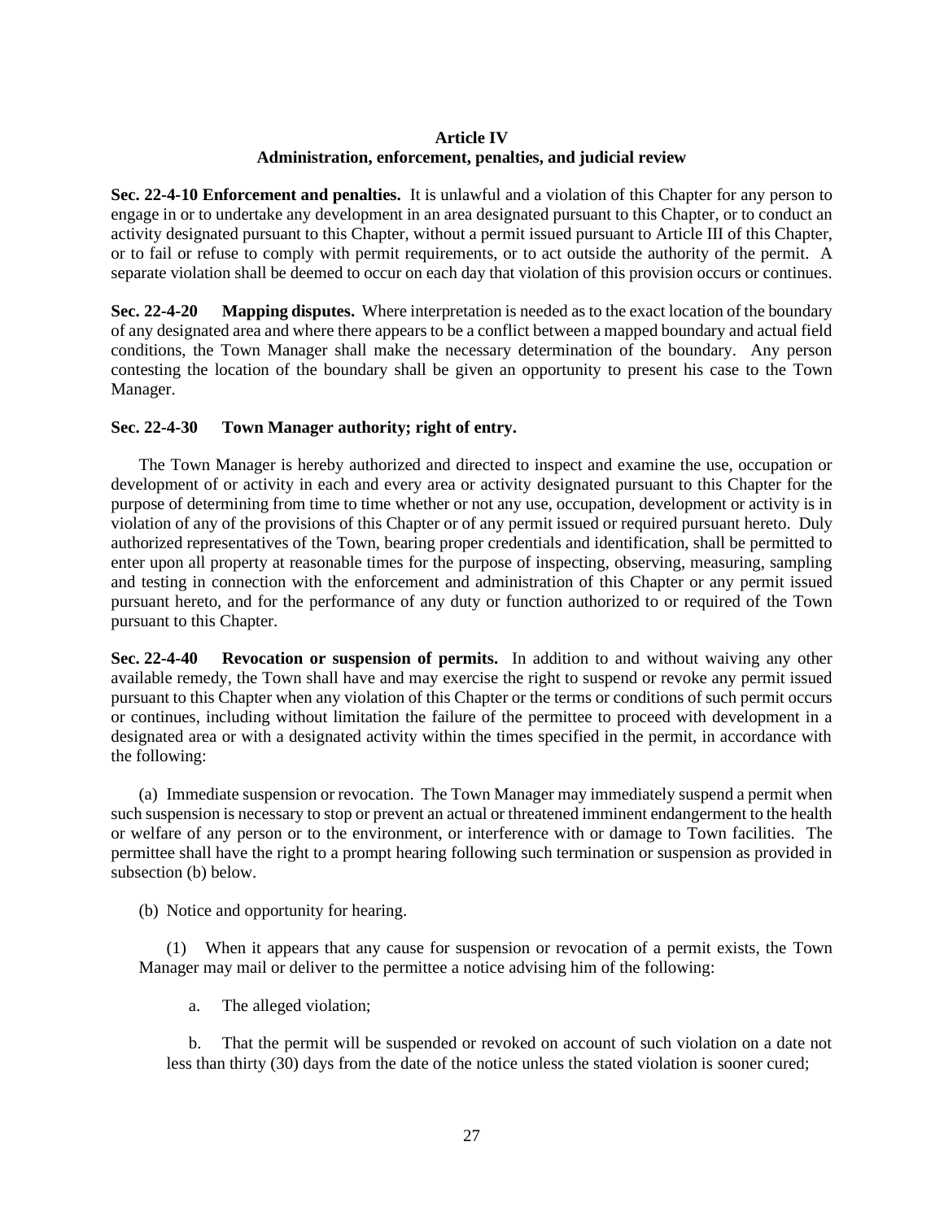## Article IV
## Administration, enforcement, penalties, and judicial review

**Sec. 22-4-10 Enforcement and penalties.** It is unlawful and a violation of this Chapter for any person to engage in or to undertake any development in an area designated pursuant to this Chapter, or to conduct an activity designated pursuant to this Chapter, without a permit issued pursuant to Article III of this Chapter, or to fail or refuse to comply with permit requirements, or to act outside the authority of the permit. A separate violation shall be deemed to occur on each day that violation of this provision occurs or continues.

**Sec. 22-4-20 Mapping disputes.** Where interpretation is needed as to the exact location of the boundary of any designated area and where there appears to be a conflict between a mapped boundary and actual field conditions, the Town Manager shall make the necessary determination of the boundary. Any person contesting the location of the boundary shall be given an opportunity to present his case to the Town Manager.

**Sec. 22-4-30 Town Manager authority; right of entry.**

The Town Manager is hereby authorized and directed to inspect and examine the use, occupation or development of or activity in each and every area or activity designated pursuant to this Chapter for the purpose of determining from time to time whether or not any use, occupation, development or activity is in violation of any of the provisions of this Chapter or of any permit issued or required pursuant hereto. Duly authorized representatives of the Town, bearing proper credentials and identification, shall be permitted to enter upon all property at reasonable times for the purpose of inspecting, observing, measuring, sampling and testing in connection with the enforcement and administration of this Chapter or any permit issued pursuant hereto, and for the performance of any duty or function authorized to or required of the Town pursuant to this Chapter.

**Sec. 22-4-40 Revocation or suspension of permits.** In addition to and without waiving any other available remedy, the Town shall have and may exercise the right to suspend or revoke any permit issued pursuant to this Chapter when any violation of this Chapter or the terms or conditions of such permit occurs or continues, including without limitation the failure of the permittee to proceed with development in a designated area or with a designated activity within the times specified in the permit, in accordance with the following:

(a) Immediate suspension or revocation. The Town Manager may immediately suspend a permit when such suspension is necessary to stop or prevent an actual or threatened imminent endangerment to the health or welfare of any person or to the environment, or interference with or damage to Town facilities. The permittee shall have the right to a prompt hearing following such termination or suspension as provided in subsection (b) below.

(b) Notice and opportunity for hearing.

(1) When it appears that any cause for suspension or revocation of a permit exists, the Town Manager may mail or deliver to the permittee a notice advising him of the following:

a. The alleged violation;

b. That the permit will be suspended or revoked on account of such violation on a date not less than thirty (30) days from the date of the notice unless the stated violation is sooner cured;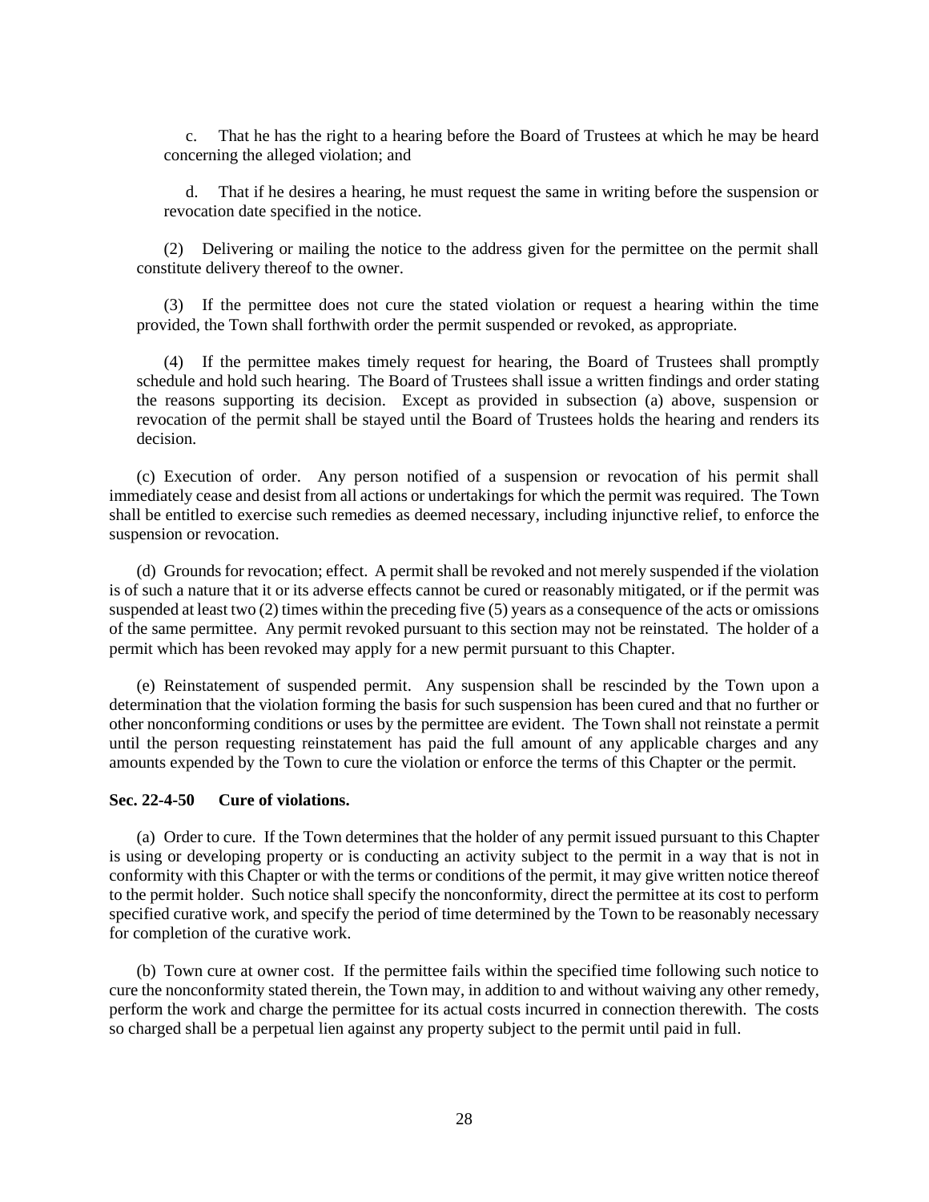c. That he has the right to a hearing before the Board of Trustees at which he may be heard concerning the alleged violation; and

d. That if he desires a hearing, he must request the same in writing before the suspension or revocation date specified in the notice.

(2) Delivering or mailing the notice to the address given for the permittee on the permit shall constitute delivery thereof to the owner.

(3) If the permittee does not cure the stated violation or request a hearing within the time provided, the Town shall forthwith order the permit suspended or revoked, as appropriate.

(4) If the permittee makes timely request for hearing, the Board of Trustees shall promptly schedule and hold such hearing. The Board of Trustees shall issue a written findings and order stating the reasons supporting its decision. Except as provided in subsection (a) above, suspension or revocation of the permit shall be stayed until the Board of Trustees holds the hearing and renders its decision.

(c) Execution of order. Any person notified of a suspension or revocation of his permit shall immediately cease and desist from all actions or undertakings for which the permit was required. The Town shall be entitled to exercise such remedies as deemed necessary, including injunctive relief, to enforce the suspension or revocation.

(d) Grounds for revocation; effect. A permit shall be revoked and not merely suspended if the violation is of such a nature that it or its adverse effects cannot be cured or reasonably mitigated, or if the permit was suspended at least two (2) times within the preceding five (5) years as a consequence of the acts or omissions of the same permittee. Any permit revoked pursuant to this section may not be reinstated. The holder of a permit which has been revoked may apply for a new permit pursuant to this Chapter.

(e) Reinstatement of suspended permit. Any suspension shall be rescinded by the Town upon a determination that the violation forming the basis for such suspension has been cured and that no further or other nonconforming conditions or uses by the permittee are evident. The Town shall not reinstate a permit until the person requesting reinstatement has paid the full amount of any applicable charges and any amounts expended by the Town to cure the violation or enforce the terms of this Chapter or the permit.

**Sec. 22-4-50 Cure of violations.**

(a) Order to cure. If the Town determines that the holder of any permit issued pursuant to this Chapter is using or developing property or is conducting an activity subject to the permit in a way that is not in conformity with this Chapter or with the terms or conditions of the permit, it may give written notice thereof to the permit holder. Such notice shall specify the nonconformity, direct the permittee at its cost to perform specified curative work, and specify the period of time determined by the Town to be reasonably necessary for completion of the curative work.

(b) Town cure at owner cost. If the permittee fails within the specified time following such notice to cure the nonconformity stated therein, the Town may, in addition to and without waiving any other remedy, perform the work and charge the permittee for its actual costs incurred in connection therewith. The costs so charged shall be a perpetual lien against any property subject to the permit until paid in full.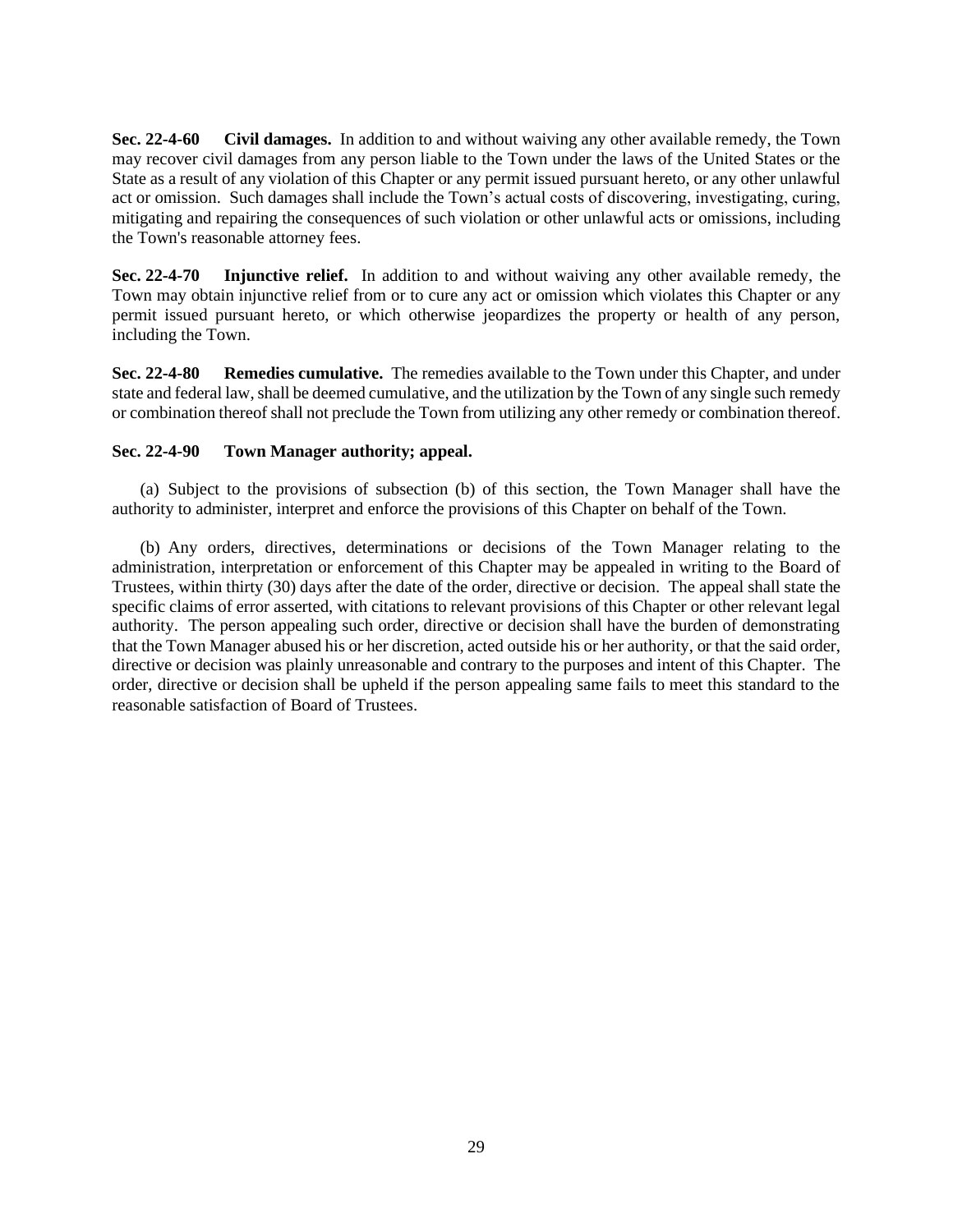**Sec. 22-4-60 Civil damages.** In addition to and without waiving any other available remedy, the Town may recover civil damages from any person liable to the Town under the laws of the United States or the State as a result of any violation of this Chapter or any permit issued pursuant hereto, or any other unlawful act or omission. Such damages shall include the Town's actual costs of discovering, investigating, curing, mitigating and repairing the consequences of such violation or other unlawful acts or omissions, including the Town's reasonable attorney fees.

**Sec. 22-4-70 Injunctive relief.** In addition to and without waiving any other available remedy, the Town may obtain injunctive relief from or to cure any act or omission which violates this Chapter or any permit issued pursuant hereto, or which otherwise jeopardizes the property or health of any person, including the Town.

**Sec. 22-4-80 Remedies cumulative.** The remedies available to the Town under this Chapter, and under state and federal law, shall be deemed cumulative, and the utilization by the Town of any single such remedy or combination thereof shall not preclude the Town from utilizing any other remedy or combination thereof.

**Sec. 22-4-90 Town Manager authority; appeal.**

(a) Subject to the provisions of subsection (b) of this section, the Town Manager shall have the authority to administer, interpret and enforce the provisions of this Chapter on behalf of the Town.

(b) Any orders, directives, determinations or decisions of the Town Manager relating to the administration, interpretation or enforcement of this Chapter may be appealed in writing to the Board of Trustees, within thirty (30) days after the date of the order, directive or decision. The appeal shall state the specific claims of error asserted, with citations to relevant provisions of this Chapter or other relevant legal authority. The person appealing such order, directive or decision shall have the burden of demonstrating that the Town Manager abused his or her discretion, acted outside his or her authority, or that the said order, directive or decision was plainly unreasonable and contrary to the purposes and intent of this Chapter. The order, directive or decision shall be upheld if the person appealing same fails to meet this standard to the reasonable satisfaction of Board of Trustees.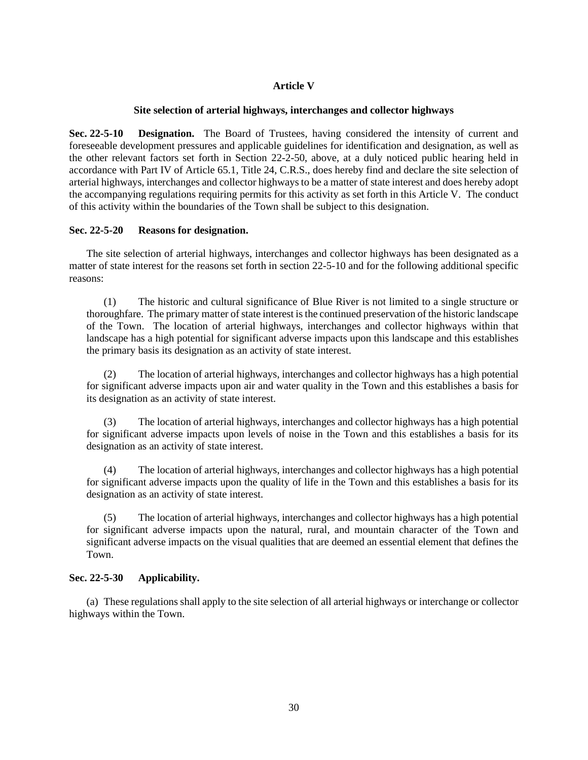## Article V

### Site selection of arterial highways, interchanges and collector highways

**Sec. 22-5-10 Designation.** The Board of Trustees, having considered the intensity of current and foreseeable development pressures and applicable guidelines for identification and designation, as well as the other relevant factors set forth in Section 22-2-50, above, at a duly noticed public hearing held in accordance with Part IV of Article 65.1, Title 24, C.R.S., does hereby find and declare the site selection of arterial highways, interchanges and collector highways to be a matter of state interest and does hereby adopt the accompanying regulations requiring permits for this activity as set forth in this Article V. The conduct of this activity within the boundaries of the Town shall be subject to this designation.

**Sec. 22-5-20 Reasons for designation.**

The site selection of arterial highways, interchanges and collector highways has been designated as a matter of state interest for the reasons set forth in section 22-5-10 and for the following additional specific reasons:

(1) The historic and cultural significance of Blue River is not limited to a single structure or thoroughfare. The primary matter of state interest is the continued preservation of the historic landscape of the Town. The location of arterial highways, interchanges and collector highways within that landscape has a high potential for significant adverse impacts upon this landscape and this establishes the primary basis its designation as an activity of state interest.

(2) The location of arterial highways, interchanges and collector highways has a high potential for significant adverse impacts upon air and water quality in the Town and this establishes a basis for its designation as an activity of state interest.

(3) The location of arterial highways, interchanges and collector highways has a high potential for significant adverse impacts upon levels of noise in the Town and this establishes a basis for its designation as an activity of state interest.

(4) The location of arterial highways, interchanges and collector highways has a high potential for significant adverse impacts upon the quality of life in the Town and this establishes a basis for its designation as an activity of state interest.

(5) The location of arterial highways, interchanges and collector highways has a high potential for significant adverse impacts upon the natural, rural, and mountain character of the Town and significant adverse impacts on the visual qualities that are deemed an essential element that defines the Town.

**Sec. 22-5-30 Applicability.**

(a) These regulations shall apply to the site selection of all arterial highways or interchange or collector highways within the Town.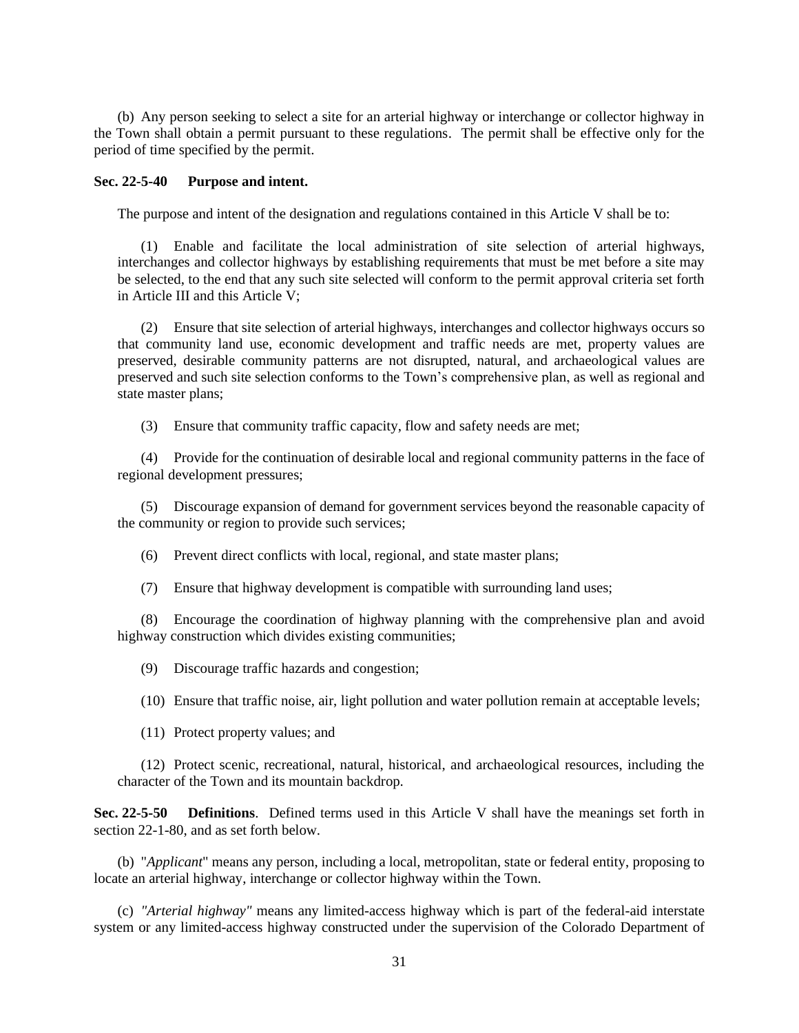(b) Any person seeking to select a site for an arterial highway or interchange or collector highway in the Town shall obtain a permit pursuant to these regulations. The permit shall be effective only for the period of time specified by the permit.

**Sec. 22-5-40 Purpose and intent.**

The purpose and intent of the designation and regulations contained in this Article V shall be to:

(1) Enable and facilitate the local administration of site selection of arterial highways, interchanges and collector highways by establishing requirements that must be met before a site may be selected, to the end that any such site selected will conform to the permit approval criteria set forth in Article III and this Article V;

(2) Ensure that site selection of arterial highways, interchanges and collector highways occurs so that community land use, economic development and traffic needs are met, property values are preserved, desirable community patterns are not disrupted, natural, and archaeological values are preserved and such site selection conforms to the Town's comprehensive plan, as well as regional and state master plans;

(3) Ensure that community traffic capacity, flow and safety needs are met;

(4) Provide for the continuation of desirable local and regional community patterns in the face of regional development pressures;

(5) Discourage expansion of demand for government services beyond the reasonable capacity of the community or region to provide such services;

(6) Prevent direct conflicts with local, regional, and state master plans;

(7) Ensure that highway development is compatible with surrounding land uses;

(8) Encourage the coordination of highway planning with the comprehensive plan and avoid highway construction which divides existing communities;

(9) Discourage traffic hazards and congestion;

(10) Ensure that traffic noise, air, light pollution and water pollution remain at acceptable levels;

(11) Protect property values; and

(12) Protect scenic, recreational, natural, historical, and archaeological resources, including the character of the Town and its mountain backdrop.

**Sec. 22-5-50 Definitions**. Defined terms used in this Article V shall have the meanings set forth in section 22-1-80, and as set forth below.

(b) "*Applicant*" means any person, including a local, metropolitan, state or federal entity, proposing to locate an arterial highway, interchange or collector highway within the Town.

(c) *"Arterial highway"* means any limited-access highway which is part of the federal-aid interstate system or any limited-access highway constructed under the supervision of the Colorado Department of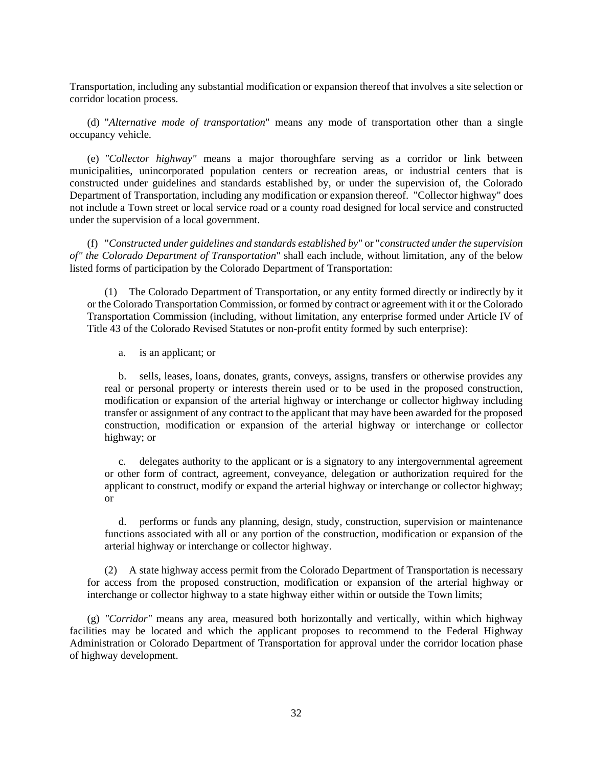Transportation, including any substantial modification or expansion thereof that involves a site selection or corridor location process.

(d) "*Alternative mode of transportation*" means any mode of transportation other than a single occupancy vehicle.

(e) *"Collector highway"* means a major thoroughfare serving as a corridor or link between municipalities, unincorporated population centers or recreation areas, or industrial centers that is constructed under guidelines and standards established by, or under the supervision of, the Colorado Department of Transportation, including any modification or expansion thereof. "Collector highway" does not include a Town street or local service road or a county road designed for local service and constructed under the supervision of a local government.

(f) "*Constructed under guidelines and standards established by*" or "*constructed under the supervision of" the Colorado Department of Transportation*" shall each include, without limitation, any of the below listed forms of participation by the Colorado Department of Transportation:

(1) The Colorado Department of Transportation, or any entity formed directly or indirectly by it or the Colorado Transportation Commission, or formed by contract or agreement with it or the Colorado Transportation Commission (including, without limitation, any enterprise formed under Article IV of Title 43 of the Colorado Revised Statutes or non-profit entity formed by such enterprise):

a. is an applicant; or

b. sells, leases, loans, donates, grants, conveys, assigns, transfers or otherwise provides any real or personal property or interests therein used or to be used in the proposed construction, modification or expansion of the arterial highway or interchange or collector highway including transfer or assignment of any contract to the applicant that may have been awarded for the proposed construction, modification or expansion of the arterial highway or interchange or collector highway; or

c. delegates authority to the applicant or is a signatory to any intergovernmental agreement or other form of contract, agreement, conveyance, delegation or authorization required for the applicant to construct, modify or expand the arterial highway or interchange or collector highway; or

d. performs or funds any planning, design, study, construction, supervision or maintenance functions associated with all or any portion of the construction, modification or expansion of the arterial highway or interchange or collector highway.

(2) A state highway access permit from the Colorado Department of Transportation is necessary for access from the proposed construction, modification or expansion of the arterial highway or interchange or collector highway to a state highway either within or outside the Town limits;

(g) *"Corridor"* means any area, measured both horizontally and vertically, within which highway facilities may be located and which the applicant proposes to recommend to the Federal Highway Administration or Colorado Department of Transportation for approval under the corridor location phase of highway development.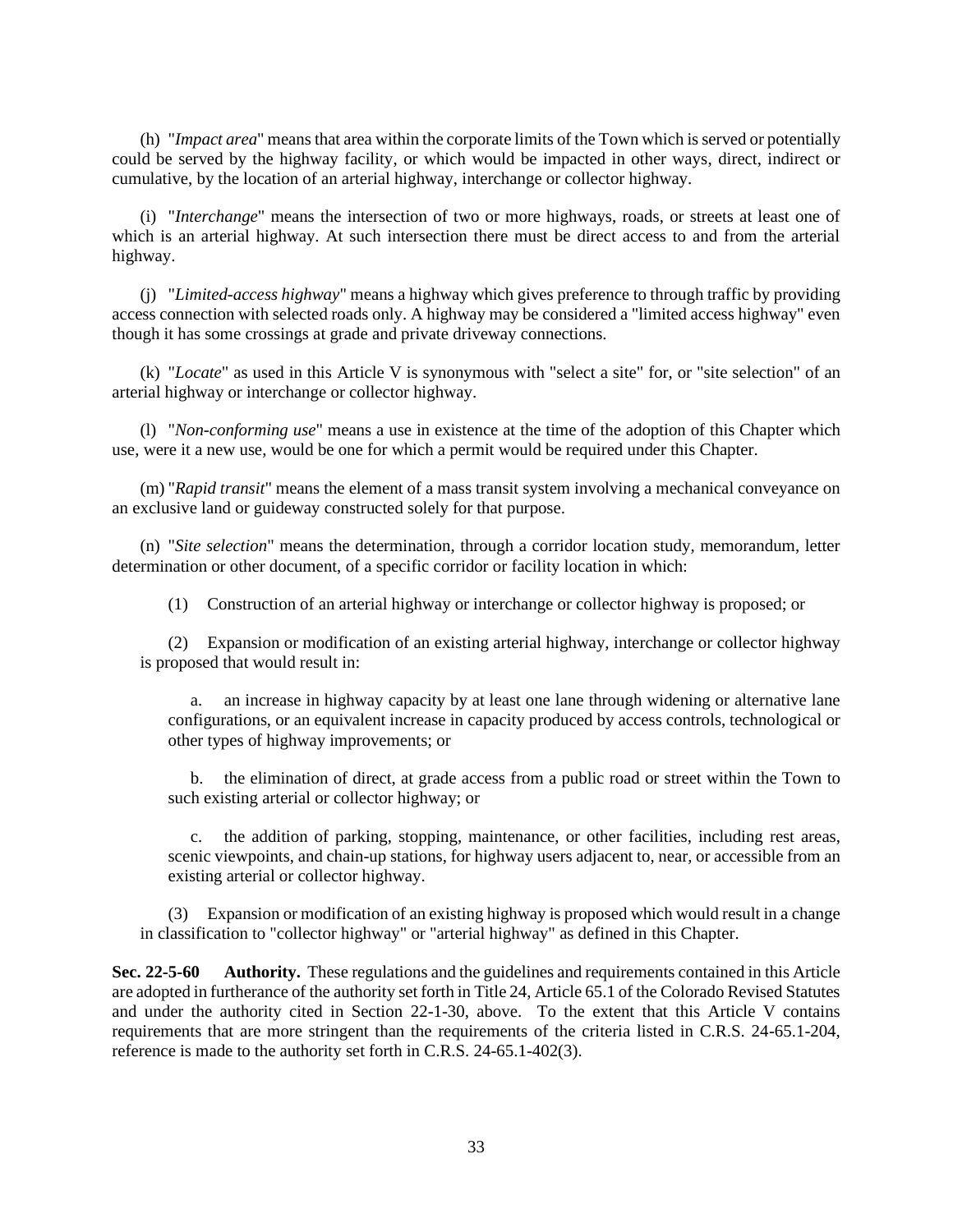(h) "*Impact area*" means that area within the corporate limits of the Town which is served or potentially could be served by the highway facility, or which would be impacted in other ways, direct, indirect or cumulative, by the location of an arterial highway, interchange or collector highway.

(i) "*Interchange*" means the intersection of two or more highways, roads, or streets at least one of which is an arterial highway. At such intersection there must be direct access to and from the arterial highway.

(j) "*Limited-access highway*" means a highway which gives preference to through traffic by providing access connection with selected roads only. A highway may be considered a "limited access highway" even though it has some crossings at grade and private driveway connections.

(k) "*Locate*" as used in this Article V is synonymous with "select a site" for, or "site selection" of an arterial highway or interchange or collector highway.

(l) "*Non-conforming use*" means a use in existence at the time of the adoption of this Chapter which use, were it a new use, would be one for which a permit would be required under this Chapter.

(m) "*Rapid transit*" means the element of a mass transit system involving a mechanical conveyance on an exclusive land or guideway constructed solely for that purpose.

(n) "*Site selection*" means the determination, through a corridor location study, memorandum, letter determination or other document, of a specific corridor or facility location in which:

(1) Construction of an arterial highway or interchange or collector highway is proposed; or

(2) Expansion or modification of an existing arterial highway, interchange or collector highway is proposed that would result in:

a. an increase in highway capacity by at least one lane through widening or alternative lane configurations, or an equivalent increase in capacity produced by access controls, technological or other types of highway improvements; or

b. the elimination of direct, at grade access from a public road or street within the Town to such existing arterial or collector highway; or

c. the addition of parking, stopping, maintenance, or other facilities, including rest areas, scenic viewpoints, and chain-up stations, for highway users adjacent to, near, or accessible from an existing arterial or collector highway.

(3) Expansion or modification of an existing highway is proposed which would result in a change in classification to "collector highway" or "arterial highway" as defined in this Chapter.

**Sec. 22-5-60 Authority.** These regulations and the guidelines and requirements contained in this Article are adopted in furtherance of the authority set forth in Title 24, Article 65.1 of the Colorado Revised Statutes and under the authority cited in Section 22-1-30, above. To the extent that this Article V contains requirements that are more stringent than the requirements of the criteria listed in C.R.S. 24-65.1-204, reference is made to the authority set forth in C.R.S. 24-65.1-402(3).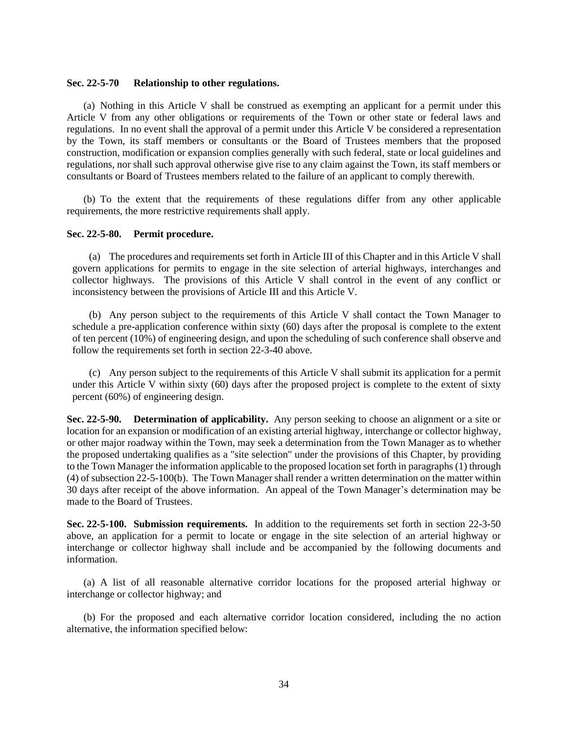**Sec. 22-5-70 Relationship to other regulations.**

(a) Nothing in this Article V shall be construed as exempting an applicant for a permit under this Article V from any other obligations or requirements of the Town or other state or federal laws and regulations. In no event shall the approval of a permit under this Article V be considered a representation by the Town, its staff members or consultants or the Board of Trustees members that the proposed construction, modification or expansion complies generally with such federal, state or local guidelines and regulations, nor shall such approval otherwise give rise to any claim against the Town, its staff members or consultants or Board of Trustees members related to the failure of an applicant to comply therewith.

(b) To the extent that the requirements of these regulations differ from any other applicable requirements, the more restrictive requirements shall apply.

**Sec. 22-5-80. Permit procedure.**

(a) The procedures and requirements set forth in Article III of this Chapter and in this Article V shall govern applications for permits to engage in the site selection of arterial highways, interchanges and collector highways. The provisions of this Article V shall control in the event of any conflict or inconsistency between the provisions of Article III and this Article V.

(b) Any person subject to the requirements of this Article V shall contact the Town Manager to schedule a pre-application conference within sixty (60) days after the proposal is complete to the extent of ten percent (10%) of engineering design, and upon the scheduling of such conference shall observe and follow the requirements set forth in section 22-3-40 above.

(c) Any person subject to the requirements of this Article V shall submit its application for a permit under this Article V within sixty (60) days after the proposed project is complete to the extent of sixty percent (60%) of engineering design.

**Sec. 22-5-90. Determination of applicability.** Any person seeking to choose an alignment or a site or location for an expansion or modification of an existing arterial highway, interchange or collector highway, or other major roadway within the Town, may seek a determination from the Town Manager as to whether the proposed undertaking qualifies as a "site selection" under the provisions of this Chapter, by providing to the Town Manager the information applicable to the proposed location set forth in paragraphs (1) through (4) of subsection 22-5-100(b). The Town Manager shall render a written determination on the matter within 30 days after receipt of the above information. An appeal of the Town Manager's determination may be made to the Board of Trustees.

**Sec. 22-5-100. Submission requirements.** In addition to the requirements set forth in section 22-3-50 above, an application for a permit to locate or engage in the site selection of an arterial highway or interchange or collector highway shall include and be accompanied by the following documents and information.

(a) A list of all reasonable alternative corridor locations for the proposed arterial highway or interchange or collector highway; and

(b) For the proposed and each alternative corridor location considered, including the no action alternative, the information specified below: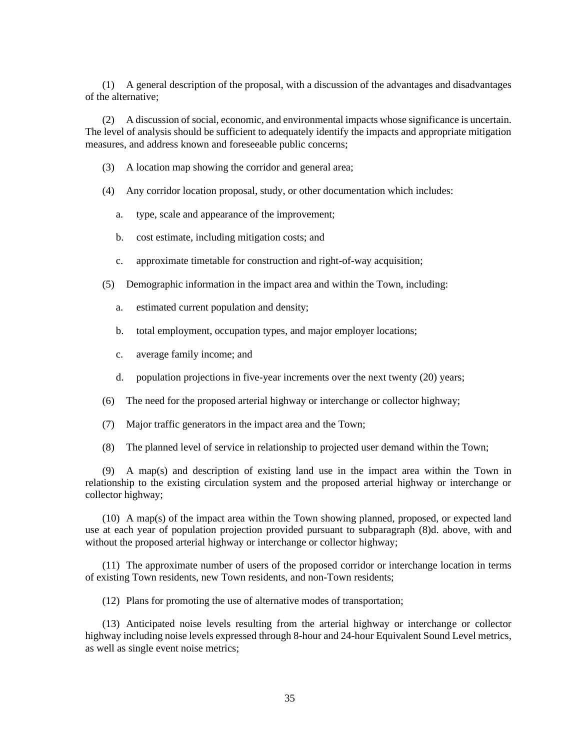(1) A general description of the proposal, with a discussion of the advantages and disadvantages of the alternative;

(2) A discussion of social, economic, and environmental impacts whose significance is uncertain. The level of analysis should be sufficient to adequately identify the impacts and appropriate mitigation measures, and address known and foreseeable public concerns;

(3) A location map showing the corridor and general area;

(4) Any corridor location proposal, study, or other documentation which includes:

a. type, scale and appearance of the improvement;

b. cost estimate, including mitigation costs; and

c. approximate timetable for construction and right-of-way acquisition;

(5) Demographic information in the impact area and within the Town, including:

a. estimated current population and density;

b. total employment, occupation types, and major employer locations;

c. average family income; and

d. population projections in five-year increments over the next twenty (20) years;

(6) The need for the proposed arterial highway or interchange or collector highway;

(7) Major traffic generators in the impact area and the Town;

(8) The planned level of service in relationship to projected user demand within the Town;

(9) A map(s) and description of existing land use in the impact area within the Town in relationship to the existing circulation system and the proposed arterial highway or interchange or collector highway;

(10) A map(s) of the impact area within the Town showing planned, proposed, or expected land use at each year of population projection provided pursuant to subparagraph (8)d. above, with and without the proposed arterial highway or interchange or collector highway;

(11) The approximate number of users of the proposed corridor or interchange location in terms of existing Town residents, new Town residents, and non-Town residents;

(12) Plans for promoting the use of alternative modes of transportation;

(13) Anticipated noise levels resulting from the arterial highway or interchange or collector highway including noise levels expressed through 8-hour and 24-hour Equivalent Sound Level metrics, as well as single event noise metrics;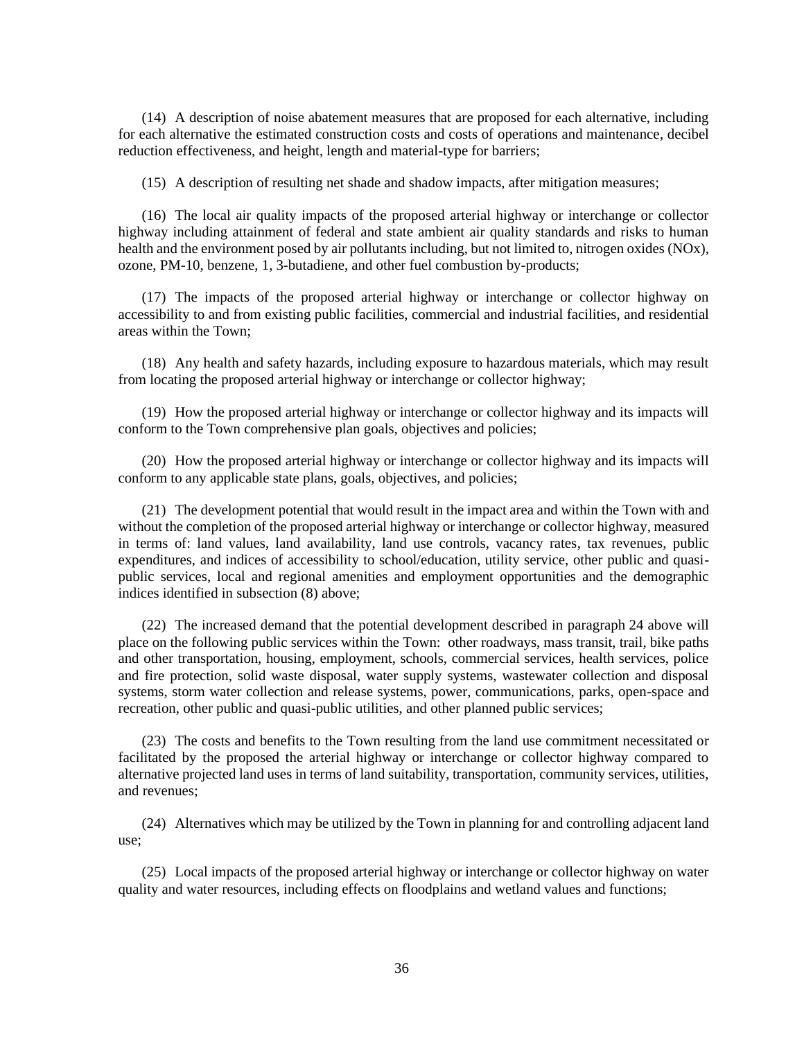(14) A description of noise abatement measures that are proposed for each alternative, including for each alternative the estimated construction costs and costs of operations and maintenance, decibel reduction effectiveness, and height, length and material-type for barriers;

(15) A description of resulting net shade and shadow impacts, after mitigation measures;

(16) The local air quality impacts of the proposed arterial highway or interchange or collector highway including attainment of federal and state ambient air quality standards and risks to human health and the environment posed by air pollutants including, but not limited to, nitrogen oxides (NOx), ozone, PM-10, benzene, 1, 3-butadiene, and other fuel combustion by-products;

(17) The impacts of the proposed arterial highway or interchange or collector highway on accessibility to and from existing public facilities, commercial and industrial facilities, and residential areas within the Town;

(18) Any health and safety hazards, including exposure to hazardous materials, which may result from locating the proposed arterial highway or interchange or collector highway;

(19) How the proposed arterial highway or interchange or collector highway and its impacts will conform to the Town comprehensive plan goals, objectives and policies;

(20) How the proposed arterial highway or interchange or collector highway and its impacts will conform to any applicable state plans, goals, objectives, and policies;

(21) The development potential that would result in the impact area and within the Town with and without the completion of the proposed arterial highway or interchange or collector highway, measured in terms of: land values, land availability, land use controls, vacancy rates, tax revenues, public expenditures, and indices of accessibility to school/education, utility service, other public and quasi-public services, local and regional amenities and employment opportunities and the demographic indices identified in subsection (8) above;

(22) The increased demand that the potential development described in paragraph 24 above will place on the following public services within the Town: other roadways, mass transit, trail, bike paths and other transportation, housing, employment, schools, commercial services, health services, police and fire protection, solid waste disposal, water supply systems, wastewater collection and disposal systems, storm water collection and release systems, power, communications, parks, open-space and recreation, other public and quasi-public utilities, and other planned public services;

(23) The costs and benefits to the Town resulting from the land use commitment necessitated or facilitated by the proposed the arterial highway or interchange or collector highway compared to alternative projected land uses in terms of land suitability, transportation, community services, utilities, and revenues;

(24) Alternatives which may be utilized by the Town in planning for and controlling adjacent land use;

(25) Local impacts of the proposed arterial highway or interchange or collector highway on water quality and water resources, including effects on floodplains and wetland values and functions;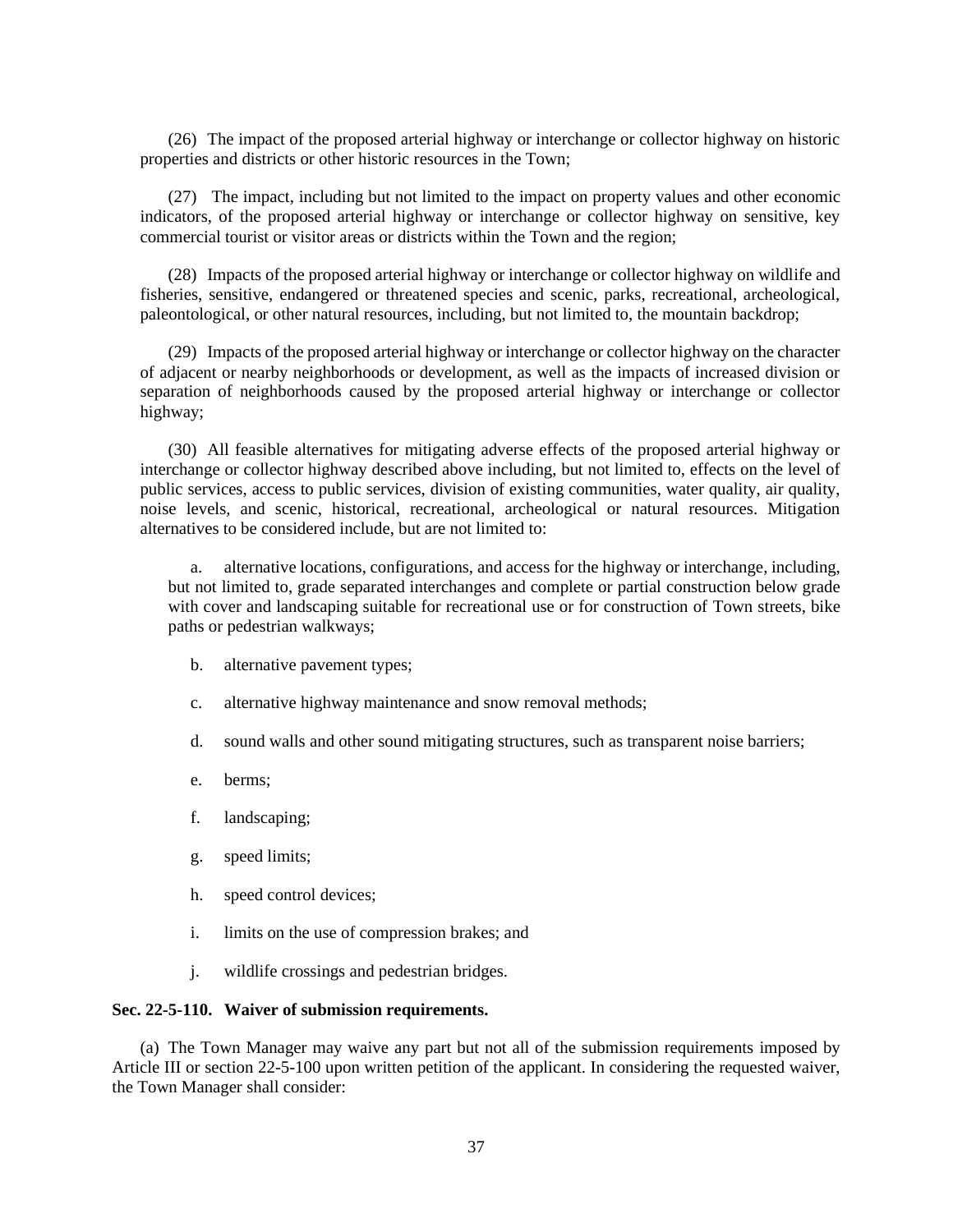(26) The impact of the proposed arterial highway or interchange or collector highway on historic properties and districts or other historic resources in the Town;

(27) The impact, including but not limited to the impact on property values and other economic indicators, of the proposed arterial highway or interchange or collector highway on sensitive, key commercial tourist or visitor areas or districts within the Town and the region;

(28) Impacts of the proposed arterial highway or interchange or collector highway on wildlife and fisheries, sensitive, endangered or threatened species and scenic, parks, recreational, archeological, paleontological, or other natural resources, including, but not limited to, the mountain backdrop;

(29) Impacts of the proposed arterial highway or interchange or collector highway on the character of adjacent or nearby neighborhoods or development, as well as the impacts of increased division or separation of neighborhoods caused by the proposed arterial highway or interchange or collector highway;

(30) All feasible alternatives for mitigating adverse effects of the proposed arterial highway or interchange or collector highway described above including, but not limited to, effects on the level of public services, access to public services, division of existing communities, water quality, air quality, noise levels, and scenic, historical, recreational, archeological or natural resources. Mitigation alternatives to be considered include, but are not limited to:

a. alternative locations, configurations, and access for the highway or interchange, including, but not limited to, grade separated interchanges and complete or partial construction below grade with cover and landscaping suitable for recreational use or for construction of Town streets, bike paths or pedestrian walkways;

b. alternative pavement types;

c. alternative highway maintenance and snow removal methods;

d. sound walls and other sound mitigating structures, such as transparent noise barriers;

e. berms;

f. landscaping;

g. speed limits;

h. speed control devices;

i. limits on the use of compression brakes; and

j. wildlife crossings and pedestrian bridges.

**Sec. 22-5-110. Waiver of submission requirements.**

(a) The Town Manager may waive any part but not all of the submission requirements imposed by Article III or section 22-5-100 upon written petition of the applicant. In considering the requested waiver, the Town Manager shall consider: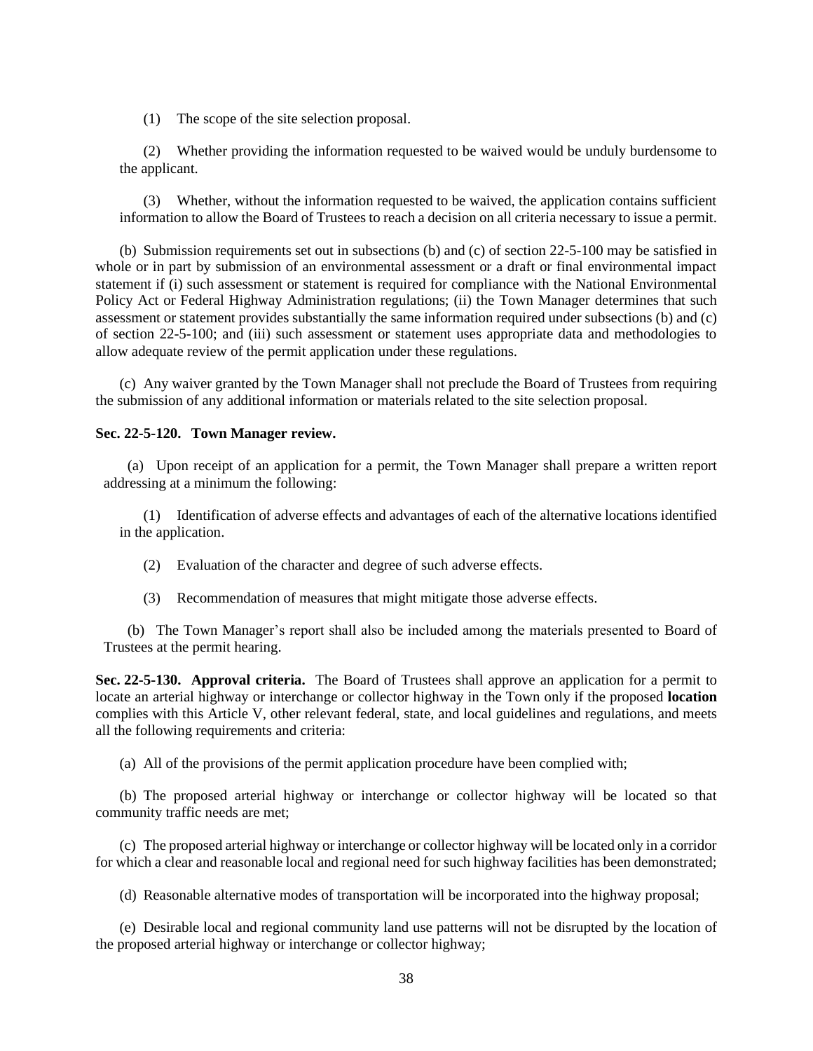(1) The scope of the site selection proposal.

(2) Whether providing the information requested to be waived would be unduly burdensome to the applicant.

(3) Whether, without the information requested to be waived, the application contains sufficient information to allow the Board of Trustees to reach a decision on all criteria necessary to issue a permit.

(b) Submission requirements set out in subsections (b) and (c) of section 22-5-100 may be satisfied in whole or in part by submission of an environmental assessment or a draft or final environmental impact statement if (i) such assessment or statement is required for compliance with the National Environmental Policy Act or Federal Highway Administration regulations; (ii) the Town Manager determines that such assessment or statement provides substantially the same information required under subsections (b) and (c) of section 22-5-100; and (iii) such assessment or statement uses appropriate data and methodologies to allow adequate review of the permit application under these regulations.

(c) Any waiver granted by the Town Manager shall not preclude the Board of Trustees from requiring the submission of any additional information or materials related to the site selection proposal.

**Sec. 22-5-120. Town Manager review.**

(a) Upon receipt of an application for a permit, the Town Manager shall prepare a written report addressing at a minimum the following:

(1) Identification of adverse effects and advantages of each of the alternative locations identified in the application.

(2) Evaluation of the character and degree of such adverse effects.

(3) Recommendation of measures that might mitigate those adverse effects.

(b) The Town Manager's report shall also be included among the materials presented to Board of Trustees at the permit hearing.

**Sec. 22-5-130. Approval criteria.** The Board of Trustees shall approve an application for a permit to locate an arterial highway or interchange or collector highway in the Town only if the proposed **location** complies with this Article V, other relevant federal, state, and local guidelines and regulations, and meets all the following requirements and criteria:

(a) All of the provisions of the permit application procedure have been complied with;

(b) The proposed arterial highway or interchange or collector highway will be located so that community traffic needs are met;

(c) The proposed arterial highway or interchange or collector highway will be located only in a corridor for which a clear and reasonable local and regional need for such highway facilities has been demonstrated;

(d) Reasonable alternative modes of transportation will be incorporated into the highway proposal;

(e) Desirable local and regional community land use patterns will not be disrupted by the location of the proposed arterial highway or interchange or collector highway;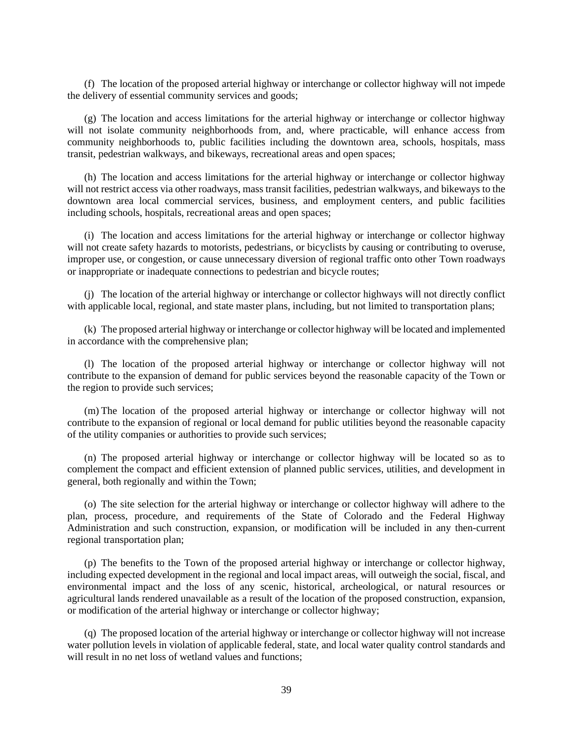(f) The location of the proposed arterial highway or interchange or collector highway will not impede the delivery of essential community services and goods;

(g) The location and access limitations for the arterial highway or interchange or collector highway will not isolate community neighborhoods from, and, where practicable, will enhance access from community neighborhoods to, public facilities including the downtown area, schools, hospitals, mass transit, pedestrian walkways, and bikeways, recreational areas and open spaces;

(h) The location and access limitations for the arterial highway or interchange or collector highway will not restrict access via other roadways, mass transit facilities, pedestrian walkways, and bikeways to the downtown area local commercial services, business, and employment centers, and public facilities including schools, hospitals, recreational areas and open spaces;

(i) The location and access limitations for the arterial highway or interchange or collector highway will not create safety hazards to motorists, pedestrians, or bicyclists by causing or contributing to overuse, improper use, or congestion, or cause unnecessary diversion of regional traffic onto other Town roadways or inappropriate or inadequate connections to pedestrian and bicycle routes;

(j) The location of the arterial highway or interchange or collector highways will not directly conflict with applicable local, regional, and state master plans, including, but not limited to transportation plans;

(k) The proposed arterial highway or interchange or collector highway will be located and implemented in accordance with the comprehensive plan;

(l) The location of the proposed arterial highway or interchange or collector highway will not contribute to the expansion of demand for public services beyond the reasonable capacity of the Town or the region to provide such services;

(m) The location of the proposed arterial highway or interchange or collector highway will not contribute to the expansion of regional or local demand for public utilities beyond the reasonable capacity of the utility companies or authorities to provide such services;

(n) The proposed arterial highway or interchange or collector highway will be located so as to complement the compact and efficient extension of planned public services, utilities, and development in general, both regionally and within the Town;

(o) The site selection for the arterial highway or interchange or collector highway will adhere to the plan, process, procedure, and requirements of the State of Colorado and the Federal Highway Administration and such construction, expansion, or modification will be included in any then-current regional transportation plan;

(p) The benefits to the Town of the proposed arterial highway or interchange or collector highway, including expected development in the regional and local impact areas, will outweigh the social, fiscal, and environmental impact and the loss of any scenic, historical, archeological, or natural resources or agricultural lands rendered unavailable as a result of the location of the proposed construction, expansion, or modification of the arterial highway or interchange or collector highway;

(q) The proposed location of the arterial highway or interchange or collector highway will not increase water pollution levels in violation of applicable federal, state, and local water quality control standards and will result in no net loss of wetland values and functions;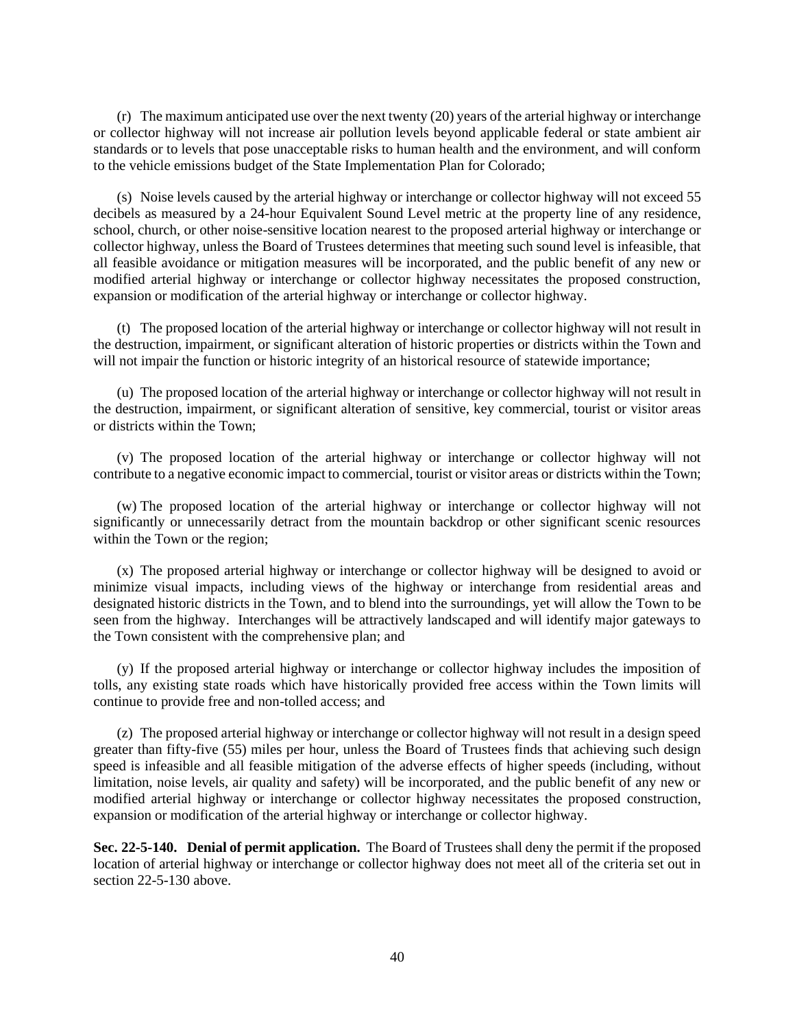(r) The maximum anticipated use over the next twenty (20) years of the arterial highway or interchange or collector highway will not increase air pollution levels beyond applicable federal or state ambient air standards or to levels that pose unacceptable risks to human health and the environment, and will conform to the vehicle emissions budget of the State Implementation Plan for Colorado;

(s) Noise levels caused by the arterial highway or interchange or collector highway will not exceed 55 decibels as measured by a 24-hour Equivalent Sound Level metric at the property line of any residence, school, church, or other noise-sensitive location nearest to the proposed arterial highway or interchange or collector highway, unless the Board of Trustees determines that meeting such sound level is infeasible, that all feasible avoidance or mitigation measures will be incorporated, and the public benefit of any new or modified arterial highway or interchange or collector highway necessitates the proposed construction, expansion or modification of the arterial highway or interchange or collector highway.

(t) The proposed location of the arterial highway or interchange or collector highway will not result in the destruction, impairment, or significant alteration of historic properties or districts within the Town and will not impair the function or historic integrity of an historical resource of statewide importance;

(u) The proposed location of the arterial highway or interchange or collector highway will not result in the destruction, impairment, or significant alteration of sensitive, key commercial, tourist or visitor areas or districts within the Town;

(v) The proposed location of the arterial highway or interchange or collector highway will not contribute to a negative economic impact to commercial, tourist or visitor areas or districts within the Town;

(w) The proposed location of the arterial highway or interchange or collector highway will not significantly or unnecessarily detract from the mountain backdrop or other significant scenic resources within the Town or the region;

(x) The proposed arterial highway or interchange or collector highway will be designed to avoid or minimize visual impacts, including views of the highway or interchange from residential areas and designated historic districts in the Town, and to blend into the surroundings, yet will allow the Town to be seen from the highway. Interchanges will be attractively landscaped and will identify major gateways to the Town consistent with the comprehensive plan; and

(y) If the proposed arterial highway or interchange or collector highway includes the imposition of tolls, any existing state roads which have historically provided free access within the Town limits will continue to provide free and non-tolled access; and

(z) The proposed arterial highway or interchange or collector highway will not result in a design speed greater than fifty-five (55) miles per hour, unless the Board of Trustees finds that achieving such design speed is infeasible and all feasible mitigation of the adverse effects of higher speeds (including, without limitation, noise levels, air quality and safety) will be incorporated, and the public benefit of any new or modified arterial highway or interchange or collector highway necessitates the proposed construction, expansion or modification of the arterial highway or interchange or collector highway.

**Sec. 22-5-140. Denial of permit application.** The Board of Trustees shall deny the permit if the proposed location of arterial highway or interchange or collector highway does not meet all of the criteria set out in section 22-5-130 above.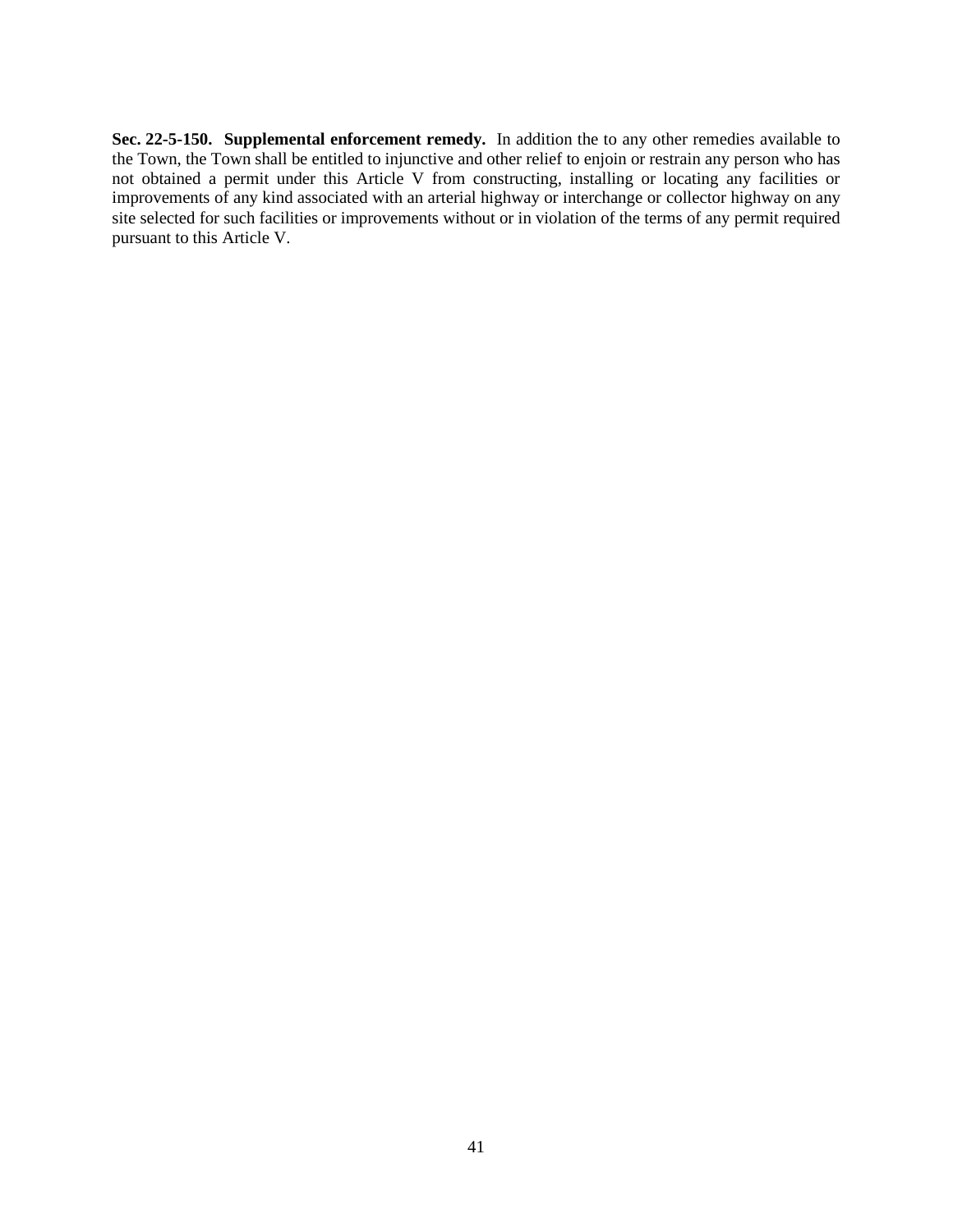**Sec. 22-5-150. Supplemental enforcement remedy.** In addition the to any other remedies available to the Town, the Town shall be entitled to injunctive and other relief to enjoin or restrain any person who has not obtained a permit under this Article V from constructing, installing or locating any facilities or improvements of any kind associated with an arterial highway or interchange or collector highway on any site selected for such facilities or improvements without or in violation of the terms of any permit required pursuant to this Article V.